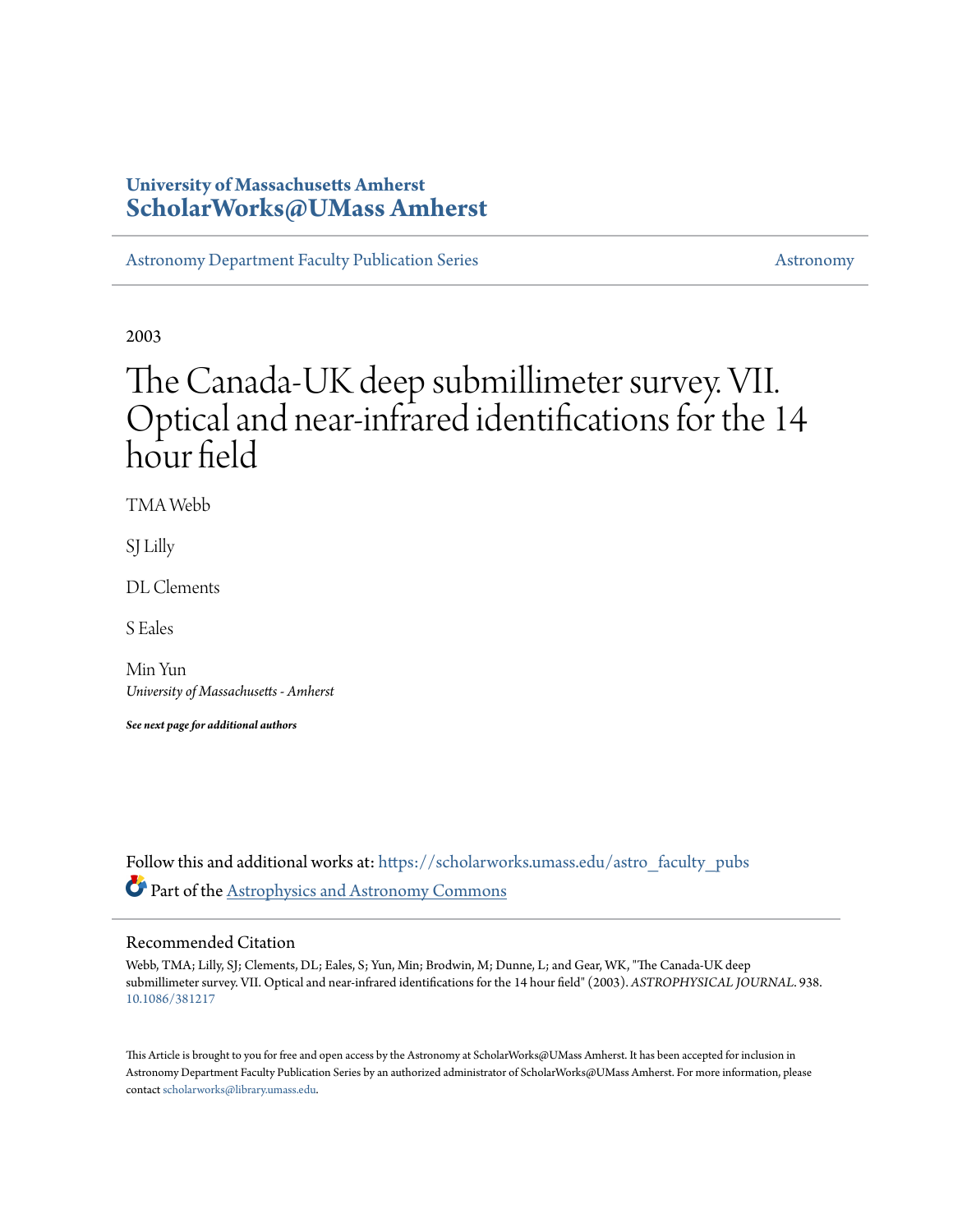**University of Massachusetts Amherst**
**ScholarWorks@UMass Amherst**

Astronomy Department Faculty Publication Series | Astronomy

2003

# The Canada-UK deep submillimeter survey. VII. Optical and near-infrared identifications for the 14 hour field

TMA Webb

SJ Lilly

DL Clements

S Eales

Min Yun
*University of Massachusetts - Amherst*

***See next page for additional authors***

Follow this and additional works at: https://scholarworks.umass.edu/astro_faculty_pubs

Part of the Astrophysics and Astronomy Commons

## Recommended Citation

Webb, TMA; Lilly, SJ; Clements, DL; Eales, S; Yun, Min; Brodwin, M; Dunne, L; and Gear, WK, "The Canada-UK deep submillimeter survey. VII. Optical and near-infrared identifications for the 14 hour field" (2003). *ASTROPHYSICAL JOURNAL*. 938.
10.1086/381217

This Article is brought to you for free and open access by the Astronomy at ScholarWorks@UMass Amherst. It has been accepted for inclusion in Astronomy Department Faculty Publication Series by an authorized administrator of ScholarWorks@UMass Amherst. For more information, please contact scholarworks@library.umass.edu.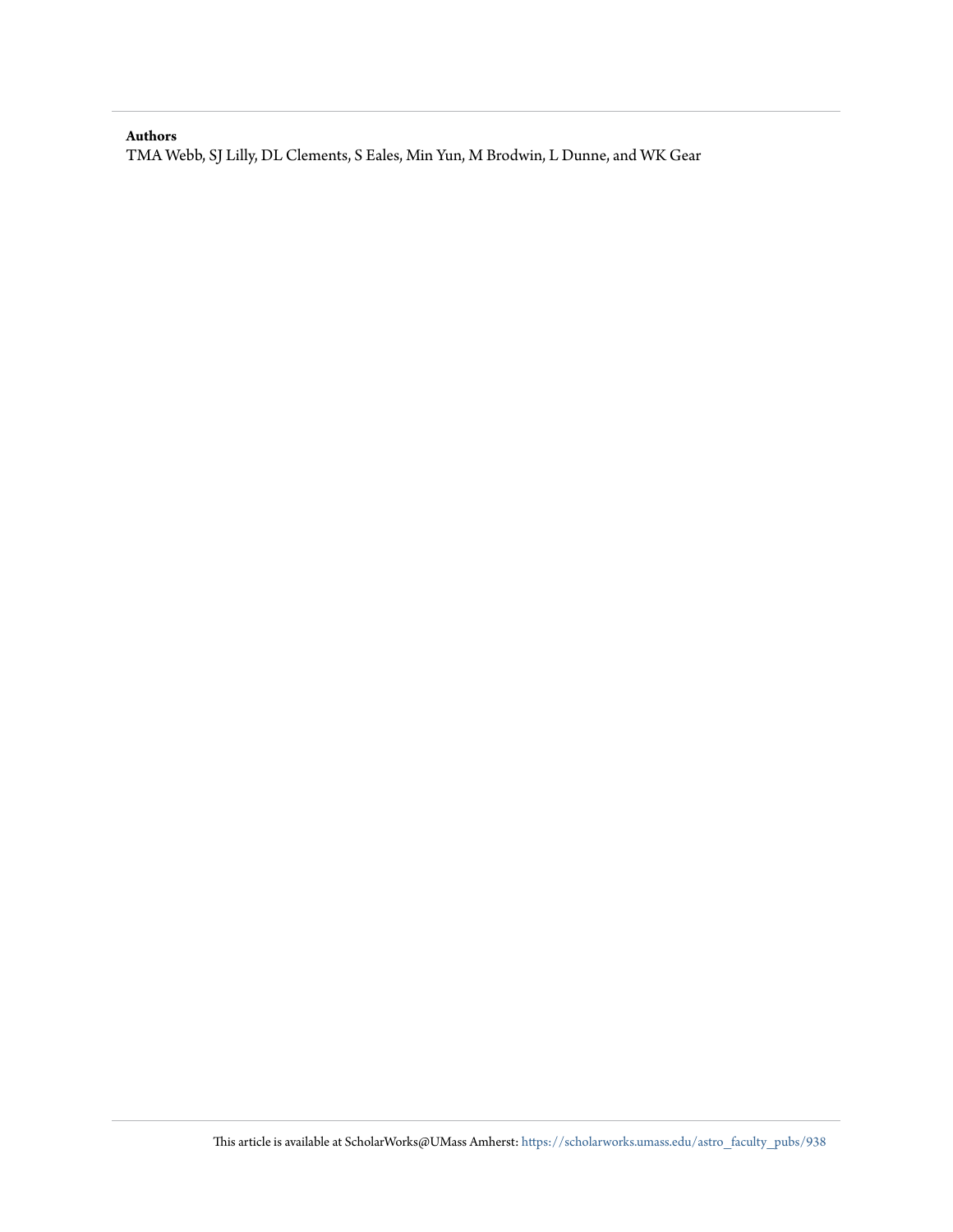**Authors**

TMA Webb, SJ Lilly, DL Clements, S Eales, Min Yun, M Brodwin, L Dunne, and WK Gear

This article is available at ScholarWorks@UMass Amherst: https://scholarworks.umass.edu/astro_faculty_pubs/938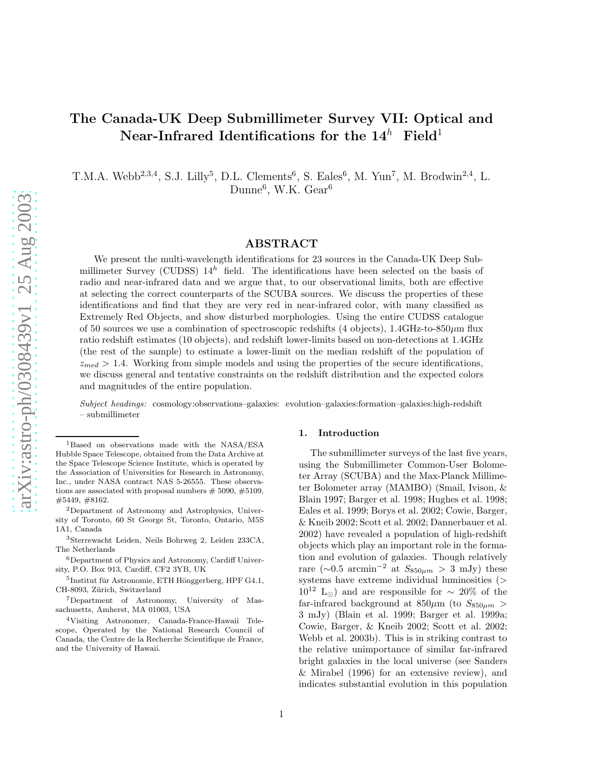# The Canada-UK Deep Submillimeter Survey VII: Optical and Near-Infrared Identifications for the $14^h$ Field[1]

T.M.A. Webb[2,3,4], S.J. Lilly[5], D.L. Clements[6], S. Eales[6], M. Yun[7], M. Brodwin[2,4], L. Dunne[6], W.K. Gear[6]

## ABSTRACT

We present the multi-wavelength identifications for 23 sources in the Canada-UK Deep Submillimeter Survey (CUDSS) $14^h$ field. The identifications have been selected on the basis of radio and near-infrared data and we argue that, to our observational limits, both are effective at selecting the correct counterparts of the SCUBA sources. We discuss the properties of these identifications and find that they are very red in near-infrared color, with many classified as Extremely Red Objects, and show disturbed morphologies. Using the entire CUDSS catalogue of 50 sources we use a combination of spectroscopic redshifts (4 objects), 1.4GHz-to-850$\mu$m flux ratio redshift estimates (10 objects), and redshift lower-limits based on non-detections at 1.4GHz (the rest of the sample) to estimate a lower-limit on the median redshift of the population of $z_{med} > 1.4$. Working from simple models and using the properties of the secure identifications, we discuss general and tentative constraints on the redshift distribution and the expected colors and magnitudes of the entire population.

*Subject headings:* cosmology:observations–galaxies: evolution–galaxies:formation–galaxies:high-redshift – submillimeter

[1]Based on observations made with the NASA/ESA Hubble Space Telescope, obtained from the Data Archive at the Space Telescope Science Institute, which is operated by the Association of Universities for Research in Astronomy, Inc., under NASA contract NAS 5-26555. These observations are associated with proposal numbers # 5090, #5109, #5449, #8162.

[2]Department of Astronomy and Astrophysics, University of Toronto, 60 St George St, Toronto, Ontario, M5S 1A1, Canada

[3]Sterrewacht Leiden, Neils Bohrweg 2, Leiden 233CA, The Netherlands

[6]Department of Physics and Astronomy, Cardiff University, P.O. Box 913, Cardiff, CF2 3YB, UK

[5]Institut für Astronomie, ETH Hönggerberg, HPF G4.1, CH-8093, Zürich, Switzerland

[7]Department of Astronomy, University of Massachusetts, Amherst, MA 01003, USA

[4]Visiting Astronomer, Canada-France-Hawaii Telescope, Operated by the National Research Council of Canada, the Centre de la Recherche Scientifique de France, and the University of Hawaii.

## 1. Introduction

The submillimeter surveys of the last five years, using the Submillimeter Common-User Bolometer Array (SCUBA) and the Max-Planck Millimeter Bolometer array (MAMBO) (Smail, Ivison, & Blain 1997; Barger et al. 1998; Hughes et al. 1998; Eales et al. 1999; Borys et al. 2002; Cowie, Barger, & Kneib 2002; Scott et al. 2002; Dannerbauer et al. 2002) have revealed a population of high-redshift objects which play an important role in the formation and evolution of galaxies. Though relatively rare ($\sim$0.5 arcmin$^{-2}$ at $S_{850\mu m} > 3$ mJy) these systems have extreme individual luminosities ($> 10^{12}$ L$_\odot$) and are responsible for $\sim$ 20% of the far-infrared background at 850$\mu$m (to $S_{850\mu m} > 3$ mJy) (Blain et al. 1999; Barger et al. 1999a; Cowie, Barger, & Kneib 2002; Scott et al. 2002; Webb et al. 2003b). This is in striking contrast to the relative unimportance of similar far-infrared bright galaxies in the local universe (see Sanders & Mirabel (1996) for an extensive review), and indicates substantial evolution in this population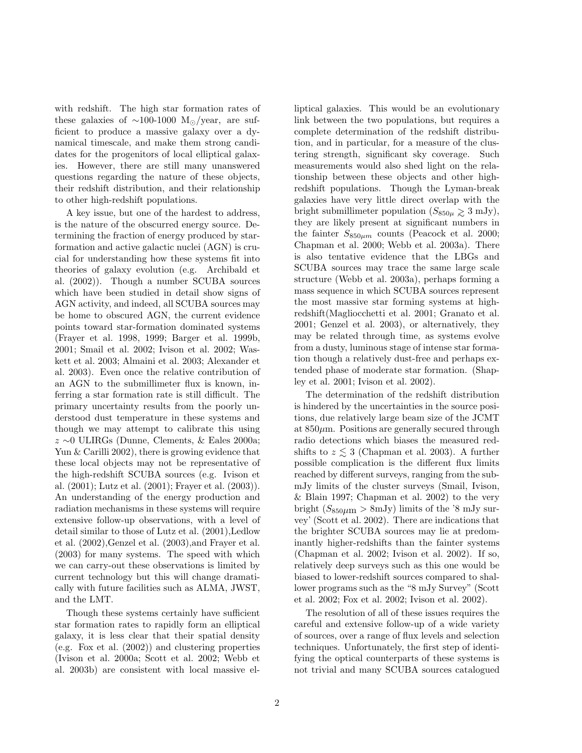with redshift. The high star formation rates of these galaxies of ∼100-1000 $M_{\odot}$/year, are sufficient to produce a massive galaxy over a dynamical timescale, and make them strong candidates for the progenitors of local elliptical galaxies. However, there are still many unanswered questions regarding the nature of these objects, their redshift distribution, and their relationship to other high-redshift populations.

A key issue, but one of the hardest to address, is the nature of the obscurred energy source. Determining the fraction of energy produced by star-formation and active galactic nuclei (AGN) is crucial for understanding how these systems fit into theories of galaxy evolution (e.g. Archibald et al. (2002)). Though a number SCUBA sources which have been studied in detail show signs of AGN activity, and indeed, all SCUBA sources may be home to obscured AGN, the current evidence points toward star-formation dominated systems (Frayer et al. 1998, 1999; Barger et al. 1999b, 2001; Smail et al. 2002; Ivison et al. 2002; Waskett et al. 2003; Almaini et al. 2003; Alexander et al. 2003). Even once the relative contribution of an AGN to the submillimeter flux is known, inferring a star formation rate is still difficult. The primary uncertainty results from the poorly understood dust temperature in these systems and though we may attempt to calibrate this using $z \sim 0$ ULIRGs (Dunne, Clements, & Eales 2000a; Yun & Carilli 2002), there is growing evidence that these local objects may not be representative of the high-redshift SCUBA sources (e.g. Ivison et al. (2001); Lutz et al. (2001); Frayer et al. (2003)). An understanding of the energy production and radiation mechanisms in these systems will require extensive follow-up observations, with a level of detail similar to those of Lutz et al. (2001),Ledlow et al. (2002),Genzel et al. (2003),and Frayer et al. (2003) for many systems. The speed with which we can carry-out these observations is limited by current technology but this will change dramatically with future facilities such as ALMA, JWST, and the LMT.

Though these systems certainly have sufficient star formation rates to rapidly form an elliptical galaxy, it is less clear that their spatial density (e.g. Fox et al. (2002)) and clustering properties (Ivison et al. 2000a; Scott et al. 2002; Webb et al. 2003b) are consistent with local massive elliptical galaxies. This would be an evolutionary link between the two populations, but requires a complete determination of the redshift distribution, and in particular, for a measure of the clustering strength, significant sky coverage. Such measurements would also shed light on the relationship between these objects and other high-redshift populations. Though the Lyman-break galaxies have very little direct overlap with the bright submillimeter population ($S_{850\mu} \gtrsim 3$ mJy), they are likely present at significant numbers in the fainter $S_{850\mu m}$ counts (Peacock et al. 2000; Chapman et al. 2000; Webb et al. 2003a). There is also tentative evidence that the LBGs and SCUBA sources may trace the same large scale structure (Webb et al. 2003a), perhaps forming a mass sequence in which SCUBA sources represent the most massive star forming systems at high-redshift(Magliocchetti et al. 2001; Granato et al. 2001; Genzel et al. 2003), or alternatively, they may be related through time, as systems evolve from a dusty, luminous stage of intense star formation though a relatively dust-free and perhaps extended phase of moderate star formation. (Shapley et al. 2001; Ivison et al. 2002).

The determination of the redshift distribution is hindered by the uncertainties in the source positions, due relatively large beam size of the JCMT at 850$\mu$m. Positions are generally secured through radio detections which biases the measured redshifts to $z \lesssim 3$ (Chapman et al. 2003). A further possible complication is the different flux limits reached by different surveys, ranging from the sub-mJy limits of the cluster surveys (Smail, Ivison, & Blain 1997; Chapman et al. 2002) to the very bright ($S_{850\mu m} > 8$mJy) limits of the '8 mJy survey' (Scott et al. 2002). There are indications that the brighter SCUBA sources may lie at predominantly higher-redshifts than the fainter systems (Chapman et al. 2002; Ivison et al. 2002). If so, relatively deep surveys such as this one would be biased to lower-redshift sources compared to shallower programs such as the "8 mJy Survey" (Scott et al. 2002; Fox et al. 2002; Ivison et al. 2002).

The resolution of all of these issues requires the careful and extensive follow-up of a wide variety of sources, over a range of flux levels and selection techniques. Unfortunately, the first step of identifying the optical counterparts of these systems is not trivial and many SCUBA sources catalogued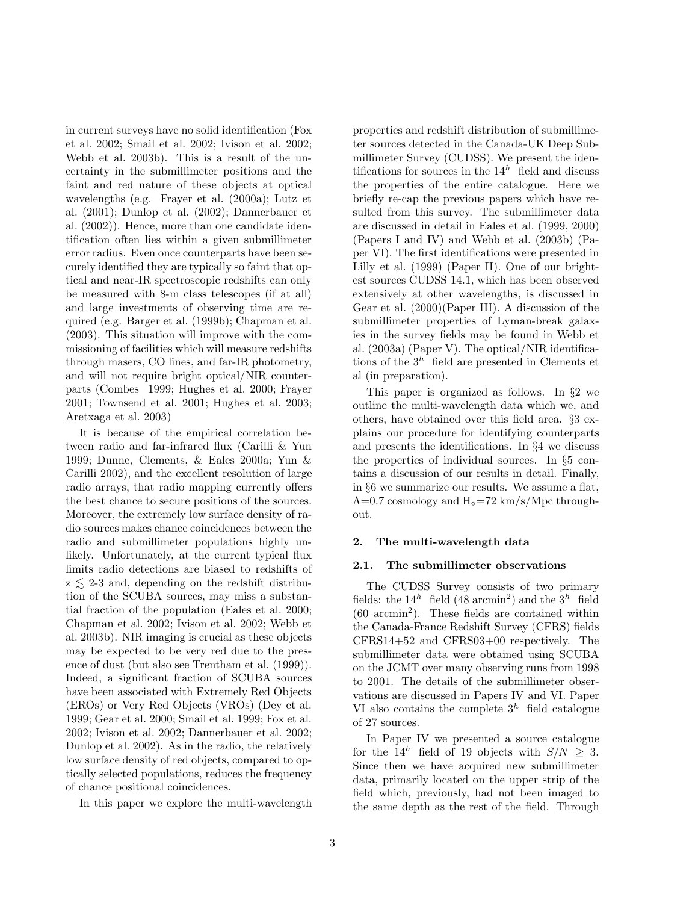in current surveys have no solid identification (Fox et al. 2002; Smail et al. 2002; Ivison et al. 2002; Webb et al. 2003b). This is a result of the uncertainty in the submillimeter positions and the faint and red nature of these objects at optical wavelengths (e.g. Frayer et al. (2000a); Lutz et al. (2001); Dunlop et al. (2002); Dannerbauer et al. (2002)). Hence, more than one candidate identification often lies within a given submillimeter error radius. Even once counterparts have been securely identified they are typically so faint that optical and near-IR spectroscopic redshifts can only be measured with 8-m class telescopes (if at all) and large investments of observing time are required (e.g. Barger et al. (1999b); Chapman et al. (2003). This situation will improve with the commissioning of facilities which will measure redshifts through masers, CO lines, and far-IR photometry, and will not require bright optical/NIR counterparts (Combes 1999; Hughes et al. 2000; Frayer 2001; Townsend et al. 2001; Hughes et al. 2003; Aretxaga et al. 2003)

It is because of the empirical correlation between radio and far-infrared flux (Carilli & Yun 1999; Dunne, Clements, & Eales 2000a; Yun & Carilli 2002), and the excellent resolution of large radio arrays, that radio mapping currently offers the best chance to secure positions of the sources. Moreover, the extremely low surface density of radio sources makes chance coincidences between the radio and submillimeter populations highly unlikely. Unfortunately, at the current typical flux limits radio detections are biased to redshifts of $z \lesssim$ 2-3 and, depending on the redshift distribution of the SCUBA sources, may miss a substantial fraction of the population (Eales et al. 2000; Chapman et al. 2002; Ivison et al. 2002; Webb et al. 2003b). NIR imaging is crucial as these objects may be expected to be very red due to the presence of dust (but also see Trentham et al. (1999)). Indeed, a significant fraction of SCUBA sources have been associated with Extremely Red Objects (EROs) or Very Red Objects (VROs) (Dey et al. 1999; Gear et al. 2000; Smail et al. 1999; Fox et al. 2002; Ivison et al. 2002; Dannerbauer et al. 2002; Dunlop et al. 2002). As in the radio, the relatively low surface density of red objects, compared to optically selected populations, reduces the frequency of chance positional coincidences.

In this paper we explore the multi-wavelength properties and redshift distribution of submillimeter sources detected in the Canada-UK Deep Submillimeter Survey (CUDSS). We present the identifications for sources in the $14^h$ field and discuss the properties of the entire catalogue. Here we briefly re-cap the previous papers which have resulted from this survey. The submillimeter data are discussed in detail in Eales et al. (1999, 2000) (Papers I and IV) and Webb et al. (2003b) (Paper VI). The first identifications were presented in Lilly et al. (1999) (Paper II). One of our brightest sources CUDSS 14.1, which has been observed extensively at other wavelengths, is discussed in Gear et al. (2000)(Paper III). A discussion of the submillimeter properties of Lyman-break galaxies in the survey fields may be found in Webb et al. (2003a) (Paper V). The optical/NIR identifications of the $3^h$ field are presented in Clements et al (in preparation).

This paper is organized as follows. In §2 we outline the multi-wavelength data which we, and others, have obtained over this field area. §3 explains our procedure for identifying counterparts and presents the identifications. In §4 we discuss the properties of individual sources. In §5 contains a discussion of our results in detail. Finally, in §6 we summarize our results. We assume a flat, $\Lambda$=0.7 cosmology and $H_\circ$=72 km/s/Mpc throughout.

## 2. The multi-wavelength data

### 2.1. The submillimeter observations

The CUDSS Survey consists of two primary fields: the $14^h$ field (48 arcmin$^2$) and the $3^h$ field (60 arcmin$^2$). These fields are contained within the Canada-France Redshift Survey (CFRS) fields CFRS14+52 and CFRS03+00 respectively. The submillimeter data were obtained using SCUBA on the JCMT over many observing runs from 1998 to 2001. The details of the submillimeter observations are discussed in Papers IV and VI. Paper VI also contains the complete $3^h$ field catalogue of 27 sources.

In Paper IV we presented a source catalogue for the $14^h$ field of 19 objects with $S/N \geq 3$. Since then we have acquired new submillimeter data, primarily located on the upper strip of the field which, previously, had not been imaged to the same depth as the rest of the field. Through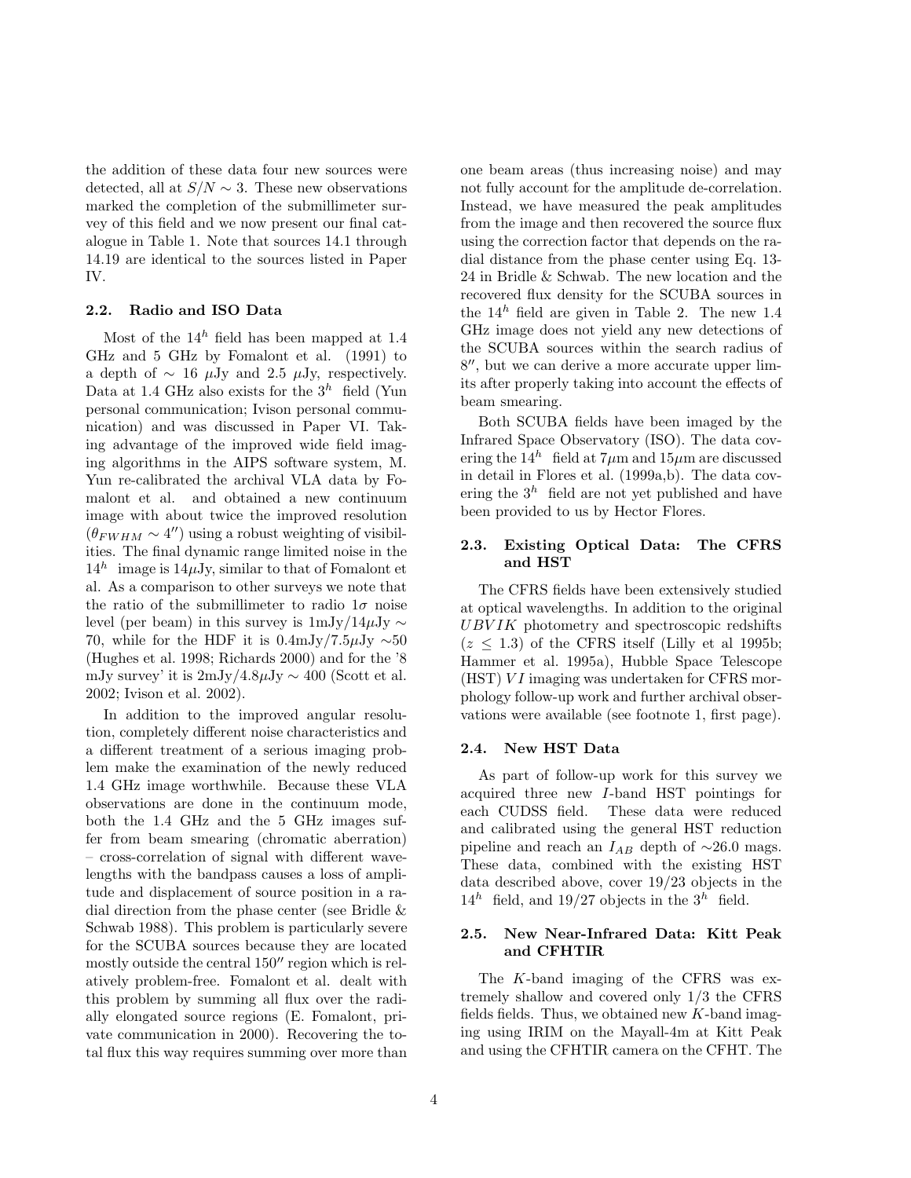the addition of these data four new sources were detected, all at $S/N \sim 3$. These new observations marked the completion of the submillimeter survey of this field and we now present our final catalogue in Table 1. Note that sources 14.1 through 14.19 are identical to the sources listed in Paper IV.

### 2.2. Radio and ISO Data

Most of the $14^h$ field has been mapped at 1.4 GHz and 5 GHz by Fomalont et al. (1991) to a depth of $\sim 16$ $\mu$Jy and 2.5 $\mu$Jy, respectively. Data at 1.4 GHz also exists for the $3^h$ field (Yun personal communication; Ivison personal communication) and was discussed in Paper VI. Taking advantage of the improved wide field imaging algorithms in the AIPS software system, M. Yun re-calibrated the archival VLA data by Fomalont et al. and obtained a new continuum image with about twice the improved resolution ($\theta_{FWHM} \sim 4''$) using a robust weighting of visibilities. The final dynamic range limited noise in the $14^h$ image is 14$\mu$Jy, similar to that of Fomalont et al. As a comparison to other surveys we note that the ratio of the submillimeter to radio $1\sigma$ noise level (per beam) in this survey is 1mJy/14$\mu$Jy $\sim$ 70, while for the HDF it is 0.4mJy/7.5$\mu$Jy $\sim$50 (Hughes et al. 1998; Richards 2000) and for the '8 mJy survey' it is 2mJy/4.8$\mu$Jy $\sim$ 400 (Scott et al. 2002; Ivison et al. 2002).

In addition to the improved angular resolution, completely different noise characteristics and a different treatment of a serious imaging problem make the examination of the newly reduced 1.4 GHz image worthwhile. Because these VLA observations are done in the continuum mode, both the 1.4 GHz and the 5 GHz images suffer from beam smearing (chromatic aberration) – cross-correlation of signal with different wavelengths with the bandpass causes a loss of amplitude and displacement of source position in a radial direction from the phase center (see Bridle & Schwab 1988). This problem is particularly severe for the SCUBA sources because they are located mostly outside the central $150''$ region which is relatively problem-free. Fomalont et al. dealt with this problem by summing all flux over the radially elongated source regions (E. Fomalont, private communication in 2000). Recovering the total flux this way requires summing over more than one beam areas (thus increasing noise) and may not fully account for the amplitude de-correlation. Instead, we have measured the peak amplitudes from the image and then recovered the source flux using the correction factor that depends on the radial distance from the phase center using Eq. 13-24 in Bridle & Schwab. The new location and the recovered flux density for the SCUBA sources in the $14^h$ field are given in Table 2. The new 1.4 GHz image does not yield any new detections of the SCUBA sources within the search radius of $8''$, but we can derive a more accurate upper limits after properly taking into account the effects of beam smearing.

Both SCUBA fields have been imaged by the Infrared Space Observatory (ISO). The data covering the $14^h$ field at 7$\mu$m and 15$\mu$m are discussed in detail in Flores et al. (1999a,b). The data covering the $3^h$ field are not yet published and have been provided to us by Hector Flores.

### 2.3. Existing Optical Data: The CFRS and HST

The CFRS fields have been extensively studied at optical wavelengths. In addition to the original $UBVIK$ photometry and spectroscopic redshifts ($z \leq 1.3$) of the CFRS itself (Lilly et al 1995b; Hammer et al. 1995a), Hubble Space Telescope (HST) $VI$ imaging was undertaken for CFRS morphology follow-up work and further archival observations were available (see footnote 1, first page).

### 2.4. New HST Data

As part of follow-up work for this survey we acquired three new $I$-band HST pointings for each CUDSS field. These data were reduced and calibrated using the general HST reduction pipeline and reach an $I_{AB}$ depth of $\sim$26.0 mags. These data, combined with the existing HST data described above, cover 19/23 objects in the $14^h$ field, and 19/27 objects in the $3^h$ field.

### 2.5. New Near-Infrared Data: Kitt Peak and CFHTIR

The $K$-band imaging of the CFRS was extremely shallow and covered only 1/3 the CFRS fields fields. Thus, we obtained new $K$-band imaging using IRIM on the Mayall-4m at Kitt Peak and using the CFHTIR camera on the CFHT. The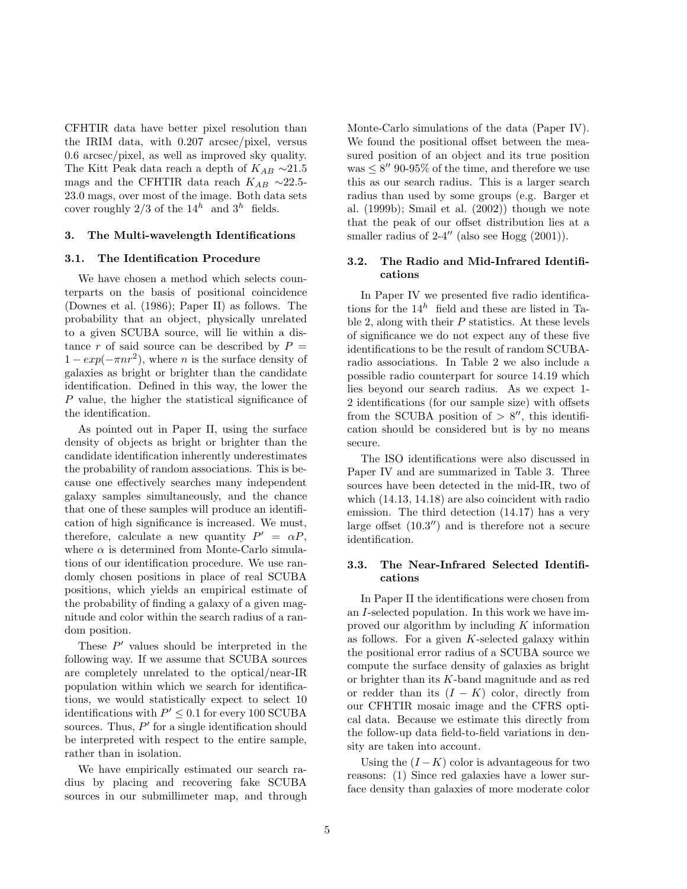CFHTIR data have better pixel resolution than the IRIM data, with 0.207 arcsec/pixel, versus 0.6 arcsec/pixel, as well as improved sky quality. The Kitt Peak data reach a depth of $K_{AB}$ ∼21.5 mags and the CFHTIR data reach $K_{AB}$ ∼22.5-23.0 mags, over most of the image. Both data sets cover roughly 2/3 of the $14^h$ and $3^h$ fields.

## 3. The Multi-wavelength Identifications

### 3.1. The Identification Procedure

We have chosen a method which selects counterparts on the basis of positional coincidence (Downes et al. (1986); Paper II) as follows. The probability that an object, physically unrelated to a given SCUBA source, will lie within a distance $r$ of said source can be described by $P = 1 - exp(-\pi n r^2)$, where $n$ is the surface density of galaxies as bright or brighter than the candidate identification. Defined in this way, the lower the $P$ value, the higher the statistical significance of the identification.

As pointed out in Paper II, using the surface density of objects as bright or brighter than the candidate identification inherently underestimates the probability of random associations. This is because one effectively searches many independent galaxy samples simultaneously, and the chance that one of these samples will produce an identification of high significance is increased. We must, therefore, calculate a new quantity $P' = \alpha P$, where $\alpha$ is determined from Monte-Carlo simulations of our identification procedure. We use randomly chosen positions in place of real SCUBA positions, which yields an empirical estimate of the probability of finding a galaxy of a given magnitude and color within the search radius of a random position.

These $P'$ values should be interpreted in the following way. If we assume that SCUBA sources are completely unrelated to the optical/near-IR population within which we search for identifications, we would statistically expect to select 10 identifications with $P' \leq 0.1$ for every 100 SCUBA sources. Thus, $P'$ for a single identification should be interpreted with respect to the entire sample, rather than in isolation.

We have empirically estimated our search radius by placing and recovering fake SCUBA sources in our submillimeter map, and through Monte-Carlo simulations of the data (Paper IV). We found the positional offset between the measured position of an object and its true position was $\leq 8''$ 90-95% of the time, and therefore we use this as our search radius. This is a larger search radius than used by some groups (e.g. Barger et al. (1999b); Smail et al. (2002)) though we note that the peak of our offset distribution lies at a smaller radius of 2-4$''$ (also see Hogg (2001)).

### 3.2. The Radio and Mid-Infrared Identifications

In Paper IV we presented five radio identifications for the $14^h$ field and these are listed in Table 2, along with their $P$ statistics. At these levels of significance we do not expect any of these five identifications to be the result of random SCUBA-radio associations. In Table 2 we also include a possible radio counterpart for source 14.19 which lies beyond our search radius. As we expect 1-2 identifications (for our sample size) with offsets from the SCUBA position of $> 8''$, this identification should be considered but is by no means secure.

The ISO identifications were also discussed in Paper IV and are summarized in Table 3. Three sources have been detected in the mid-IR, two of which (14.13, 14.18) are also coincident with radio emission. The third detection (14.17) has a very large offset (10.3$''$) and is therefore not a secure identification.

### 3.3. The Near-Infrared Selected Identifications

In Paper II the identifications were chosen from an $I$-selected population. In this work we have improved our algorithm by including $K$ information as follows. For a given $K$-selected galaxy within the positional error radius of a SCUBA source we compute the surface density of galaxies as bright or brighter than its $K$-band magnitude and as red or redder than its $(I - K)$ color, directly from our CFHTIR mosaic image and the CFRS optical data. Because we estimate this directly from the follow-up data field-to-field variations in density are taken into account.

Using the $(I - K)$ color is advantageous for two reasons: (1) Since red galaxies have a lower surface density than galaxies of more moderate color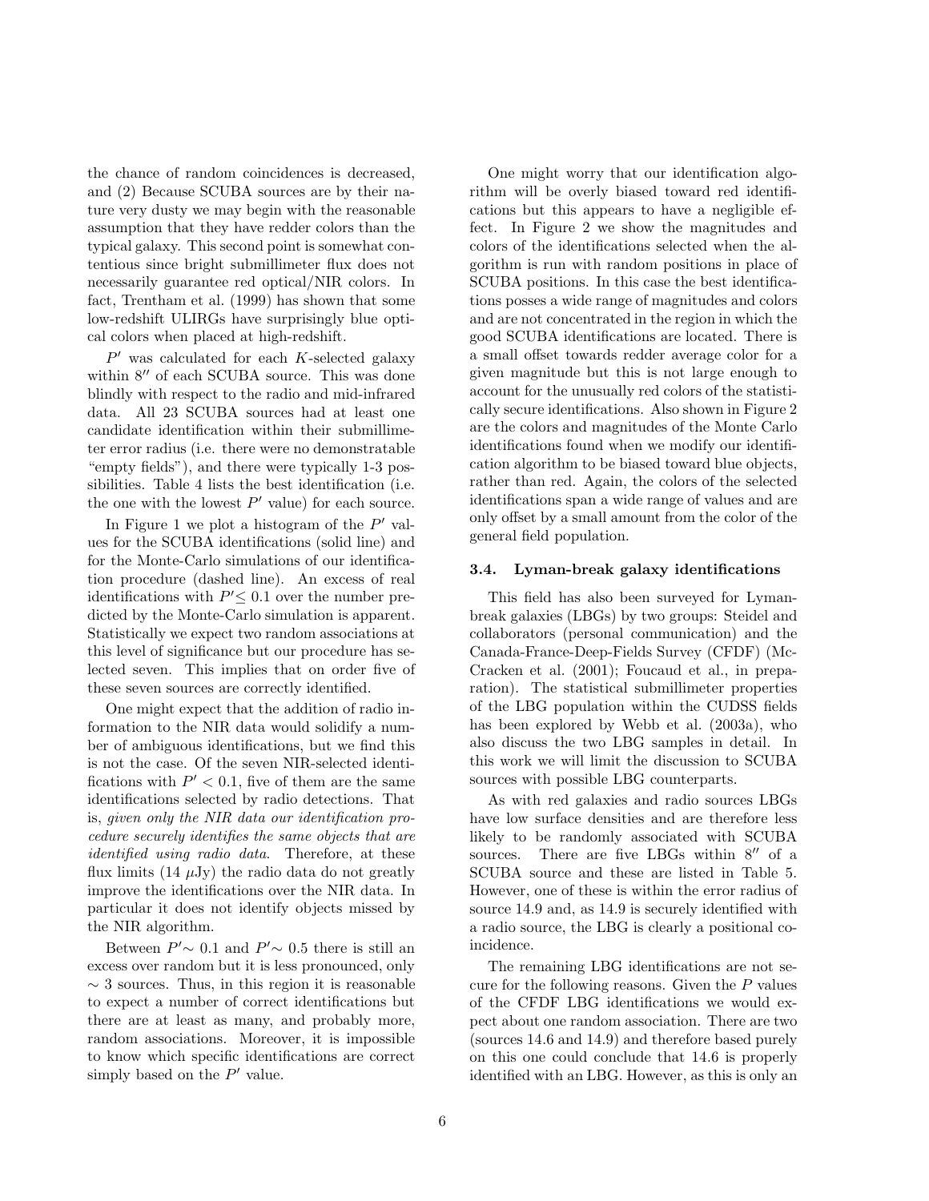the chance of random coincidences is decreased, and (2) Because SCUBA sources are by their nature very dusty we may begin with the reasonable assumption that they have redder colors than the typical galaxy. This second point is somewhat contentious since bright submillimeter flux does not necessarily guarantee red optical/NIR colors. In fact, Trentham et al. (1999) has shown that some low-redshift ULIRGs have surprisingly blue optical colors when placed at high-redshift.

$P'$ was calculated for each $K$-selected galaxy within $8''$ of each SCUBA source. This was done blindly with respect to the radio and mid-infrared data. All 23 SCUBA sources had at least one candidate identification within their submillimeter error radius (i.e. there were no demonstratable "empty fields"), and there were typically 1-3 possibilities. Table 4 lists the best identification (i.e. the one with the lowest $P'$ value) for each source.

In Figure 1 we plot a histogram of the $P'$ values for the SCUBA identifications (solid line) and for the Monte-Carlo simulations of our identification procedure (dashed line). An excess of real identifications with $P' \leq 0.1$ over the number predicted by the Monte-Carlo simulation is apparent. Statistically we expect two random associations at this level of significance but our procedure has selected seven. This implies that on order five of these seven sources are correctly identified.

One might expect that the addition of radio information to the NIR data would solidify a number of ambiguous identifications, but we find this is not the case. Of the seven NIR-selected identifications with $P' < 0.1$, five of them are the same identifications selected by radio detections. That is, *given only the NIR data our identification procedure securely identifies the same objects that are identified using radio data*. Therefore, at these flux limits (14 $\mu$Jy) the radio data do not greatly improve the identifications over the NIR data. In particular it does not identify objects missed by the NIR algorithm.

Between $P' \sim 0.1$ and $P' \sim 0.5$ there is still an excess over random but it is less pronounced, only $\sim 3$ sources. Thus, in this region it is reasonable to expect a number of correct identifications but there are at least as many, and probably more, random associations. Moreover, it is impossible to know which specific identifications are correct simply based on the $P'$ value.

One might worry that our identification algorithm will be overly biased toward red identifications but this appears to have a negligible effect. In Figure 2 we show the magnitudes and colors of the identifications selected when the algorithm is run with random positions in place of SCUBA positions. In this case the best identifications posses a wide range of magnitudes and colors and are not concentrated in the region in which the good SCUBA identifications are located. There is a small offset towards redder average color for a given magnitude but this is not large enough to account for the unusually red colors of the statistically secure identifications. Also shown in Figure 2 are the colors and magnitudes of the Monte Carlo identifications found when we modify our identification algorithm to be biased toward blue objects, rather than red. Again, the colors of the selected identifications span a wide range of values and are only offset by a small amount from the color of the general field population.

### 3.4. Lyman-break galaxy identifications

This field has also been surveyed for Lyman-break galaxies (LBGs) by two groups: Steidel and collaborators (personal communication) and the Canada-France-Deep-Fields Survey (CFDF) (McCracken et al. (2001); Foucaud et al., in preparation). The statistical submillimeter properties of the LBG population within the CUDSS fields has been explored by Webb et al. (2003a), who also discuss the two LBG samples in detail. In this work we will limit the discussion to SCUBA sources with possible LBG counterparts.

As with red galaxies and radio sources LBGs have low surface densities and are therefore less likely to be randomly associated with SCUBA sources. There are five LBGs within $8''$ of a SCUBA source and these are listed in Table 5. However, one of these is within the error radius of source 14.9 and, as 14.9 is securely identified with a radio source, the LBG is clearly a positional coincidence.

The remaining LBG identifications are not secure for the following reasons. Given the $P$ values of the CFDF LBG identifications we would expect about one random association. There are two (sources 14.6 and 14.9) and therefore based purely on this one could conclude that 14.6 is properly identified with an LBG. However, as this is only an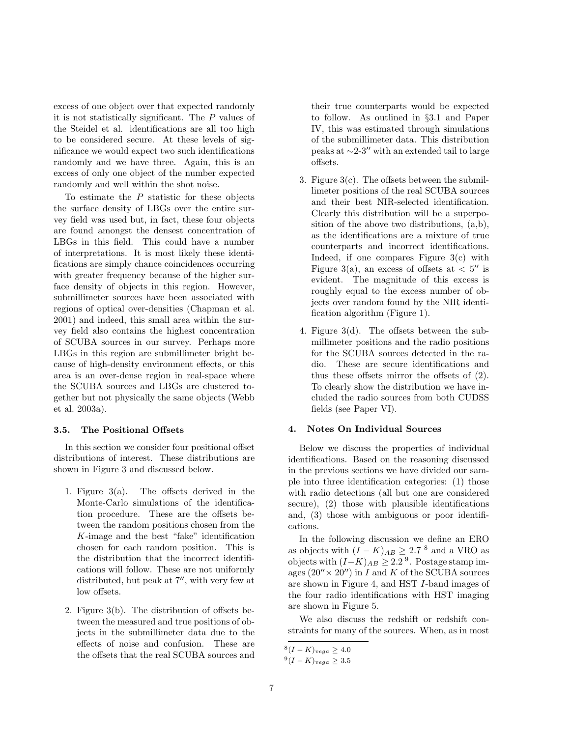excess of one object over that expected randomly it is not statistically significant. The $P$ values of the Steidel et al. identifications are all too high to be considered secure. At these levels of significance we would expect two such identifications randomly and we have three. Again, this is an excess of only one object of the number expected randomly and well within the shot noise.

To estimate the $P$ statistic for these objects the surface density of LBGs over the entire survey field was used but, in fact, these four objects are found amongst the densest concentration of LBGs in this field. This could have a number of interpretations. It is most likely these identifications are simply chance coincidences occurring with greater frequency because of the higher surface density of objects in this region. However, submillimeter sources have been associated with regions of optical over-densities (Chapman et al. 2001) and indeed, this small area within the survey field also contains the highest concentration of SCUBA sources in our survey. Perhaps more LBGs in this region are submillimeter bright because of high-density environment effects, or this area is an over-dense region in real-space where the SCUBA sources and LBGs are clustered together but not physically the same objects (Webb et al. 2003a).

### 3.5. The Positional Offsets

In this section we consider four positional offset distributions of interest. These distributions are shown in Figure 3 and discussed below.

1. Figure 3(a). The offsets derived in the Monte-Carlo simulations of the identification procedure. These are the offsets between the random positions chosen from the $K$-image and the best "fake" identification chosen for each random position. This is the distribution that the incorrect identifications will follow. These are not uniformly distributed, but peak at $7''$, with very few at low offsets.

2. Figure 3(b). The distribution of offsets between the measured and true positions of objects in the submillimeter data due to the effects of noise and confusion. These are the offsets that the real SCUBA sources and their true counterparts would be expected to follow. As outlined in §3.1 and Paper IV, this was estimated through simulations of the submillimeter data. This distribution peaks at $\sim$2-$3''$ with an extended tail to large offsets.

3. Figure 3(c). The offsets between the submillimeter positions of the real SCUBA sources and their best NIR-selected identification. Clearly this distribution will be a superposition of the above two distributions, (a,b), as the identifications are a mixture of true counterparts and incorrect identifications. Indeed, if one compares Figure 3(c) with Figure 3(a), an excess of offsets at $< 5''$ is evident. The magnitude of this excess is roughly equal to the excess number of objects over random found by the NIR identification algorithm (Figure 1).

4. Figure 3(d). The offsets between the submillimeter positions and the radio positions for the SCUBA sources detected in the radio. These are secure identifications and thus these offsets mirror the offsets of (2). To clearly show the distribution we have included the radio sources from both CUDSS fields (see Paper VI).

## 4. Notes On Individual Sources

Below we discuss the properties of individual identifications. Based on the reasoning discussed in the previous sections we have divided our sample into three identification categories: (1) those with radio detections (all but one are considered secure), (2) those with plausible identifications and, (3) those with ambiguous or poor identifications.

In the following discussion we define an ERO as objects with $(I-K)_{AB} \geq 2.7$ [8] and a VRO as objects with $(I-K)_{AB} \geq 2.2$ [9]. Postage stamp images ($20'' \times 20''$) in $I$ and $K$ of the SCUBA sources are shown in Figure 4, and HST $I$-band images of the four radio identifications with HST imaging are shown in Figure 5.

We also discuss the redshift or redshift constraints for many of the sources. When, as in most

[8] $(I-K)_{vega} \geq 4.0$

[9] $(I-K)_{vega} \geq 3.5$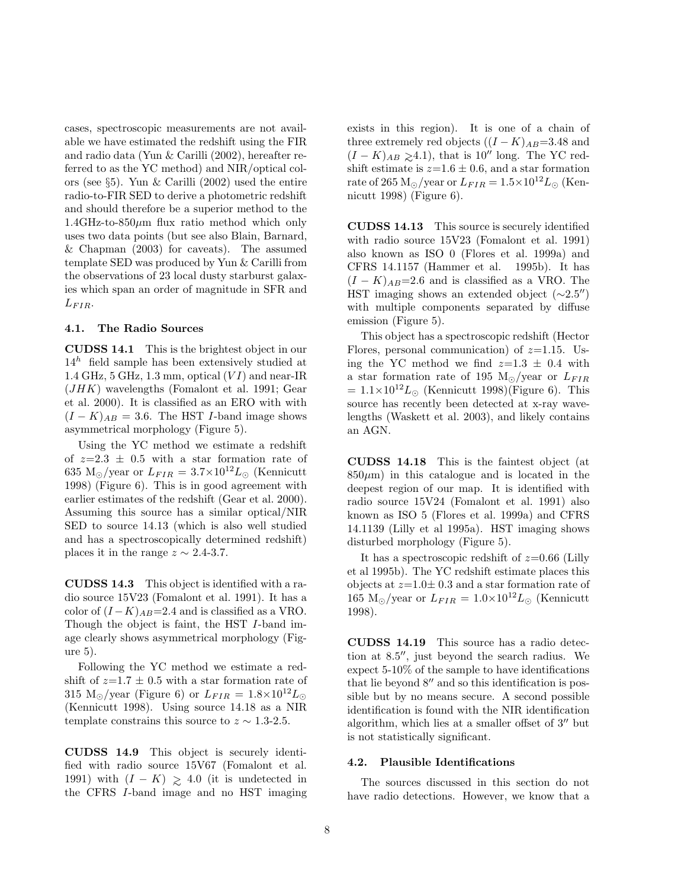cases, spectroscopic measurements are not available we have estimated the redshift using the FIR and radio data (Yun & Carilli (2002), hereafter referred to as the YC method) and NIR/optical colors (see §5). Yun & Carilli (2002) used the entire radio-to-FIR SED to derive a photometric redshift and should therefore be a superior method to the 1.4GHz-to-850$\mu$m flux ratio method which only uses two data points (but see also Blain, Barnard, & Chapman (2003) for caveats). The assumed template SED was produced by Yun & Carilli from the observations of 23 local dusty starburst galaxies which span an order of magnitude in SFR and $L_{FIR}$.

### 4.1. The Radio Sources

**CUDSS 14.1** This is the brightest object in our $14^h$ field sample has been extensively studied at 1.4 GHz, 5 GHz, 1.3 mm, optical ($VI$) and near-IR ($JHK$) wavelengths (Fomalont et al. 1991; Gear et al. 2000). It is classified as an ERO with with $(I-K)_{AB} = 3.6$. The HST $I$-band image shows asymmetrical morphology (Figure 5).

Using the YC method we estimate a redshift of $z$=2.3 $\pm$ 0.5 with a star formation rate of 635 M$_\odot$/year or $L_{FIR} = 3.7{\times}10^{12}L_\odot$ (Kennicutt 1998) (Figure 6). This is in good agreement with earlier estimates of the redshift (Gear et al. 2000). Assuming this source has a similar optical/NIR SED to source 14.13 (which is also well studied and has a spectroscopically determined redshift) places it in the range $z \sim$ 2.4-3.7.

**CUDSS 14.3** This object is identified with a radio source 15V23 (Fomalont et al. 1991). It has a color of $(I-K)_{AB}$=2.4 and is classified as a VRO. Though the object is faint, the HST $I$-band image clearly shows asymmetrical morphology (Figure 5).

Following the YC method we estimate a redshift of $z$=1.7 $\pm$ 0.5 with a star formation rate of 315 M$_\odot$/year (Figure 6) or $L_{FIR} = 1.8{\times}10^{12}L_\odot$ (Kennicutt 1998). Using source 14.18 as a NIR template constrains this source to $z \sim$ 1.3-2.5.

**CUDSS 14.9** This object is securely identified with radio source 15V67 (Fomalont et al. 1991) with $(I-K) \gtrsim 4.0$ (it is undetected in the CFRS $I$-band image and no HST imaging exists in this region). It is one of a chain of three extremely red objects ($(I-K)_{AB}$=3.48 and $(I-K)_{AB} \gtrsim$4.1), that is 10$''$ long. The YC redshift estimate is $z$=1.6 $\pm$ 0.6, and a star formation rate of 265 M$_\odot$/year or $L_{FIR} = 1.5{\times}10^{12}L_\odot$ (Kennicutt 1998) (Figure 6).

**CUDSS 14.13** This source is securely identified with radio source 15V23 (Fomalont et al. 1991) also known as ISO 0 (Flores et al. 1999a) and CFRS 14.1157 (Hammer et al. 1995b). It has $(I-K)_{AB}$=2.6 and is classified as a VRO. The HST imaging shows an extended object ($\sim$2.5$''$) with multiple components separated by diffuse emission (Figure 5).

This object has a spectroscopic redshift (Hector Flores, personal communication) of $z$=1.15. Using the YC method we find $z$=1.3 $\pm$ 0.4 with a star formation rate of 195 M$_\odot$/year or $L_{FIR} = 1.1{\times}10^{12}L_\odot$ (Kennicutt 1998)(Figure 6). This source has recently been detected at x-ray wavelengths (Waskett et al. 2003), and likely contains an AGN.

**CUDSS 14.18** This is the faintest object (at 850$\mu$m) in this catalogue and is located in the deepest region of our map. It is identified with radio source 15V24 (Fomalont et al. 1991) also known as ISO 5 (Flores et al. 1999a) and CFRS 14.1139 (Lilly et al 1995a). HST imaging shows disturbed morphology (Figure 5).

It has a spectroscopic redshift of $z$=0.66 (Lilly et al 1995b). The YC redshift estimate places this objects at $z$=1.0$\pm$ 0.3 and a star formation rate of 165 M$_\odot$/year or $L_{FIR} = 1.0{\times}10^{12}L_\odot$ (Kennicutt 1998).

**CUDSS 14.19** This source has a radio detection at 8.5$''$, just beyond the search radius. We expect 5-10% of the sample to have identifications that lie beyond 8$''$ and so this identification is possible but by no means secure. A second possible identification is found with the NIR identification algorithm, which lies at a smaller offset of 3$''$ but is not statistically significant.

### 4.2. Plausible Identifications

The sources discussed in this section do not have radio detections. However, we know that a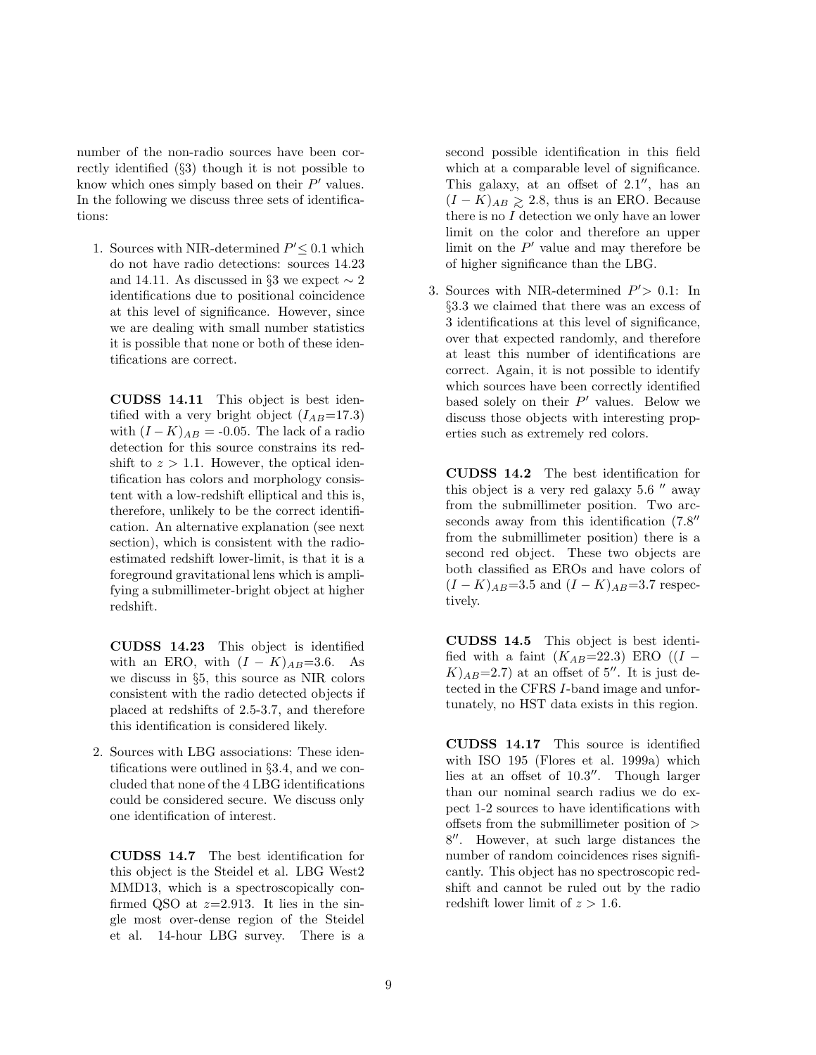number of the non-radio sources have been correctly identified (§3) though it is not possible to know which ones simply based on their $P'$ values. In the following we discuss three sets of identifications:

1. Sources with NIR-determined $P' \leq 0.1$ which do not have radio detections: sources 14.23 and 14.11. As discussed in §3 we expect $\sim 2$ identifications due to positional coincidence at this level of significance. However, since we are dealing with small number statistics it is possible that none or both of these identifications are correct.

   **CUDSS 14.11** This object is best identified with a very bright object ($I_{AB}$=17.3) with $(I-K)_{AB}$ = -0.05. The lack of a radio detection for this source constrains its redshift to $z > 1.1$. However, the optical identification has colors and morphology consistent with a low-redshift elliptical and this is, therefore, unlikely to be the correct identification. An alternative explanation (see next section), which is consistent with the radio-estimated redshift lower-limit, is that it is a foreground gravitational lens which is amplifying a submillimeter-bright object at higher redshift.

   **CUDSS 14.23** This object is identified with an ERO, with $(I-K)_{AB}$=3.6. As we discuss in §5, this source as NIR colors consistent with the radio detected objects if placed at redshifts of 2.5-3.7, and therefore this identification is considered likely.

2. Sources with LBG associations: These identifications were outlined in §3.4, and we concluded that none of the 4 LBG identifications could be considered secure. We discuss only one identification of interest.

   **CUDSS 14.7** The best identification for this object is the Steidel et al. LBG West2 MMD13, which is a spectroscopically confirmed QSO at $z$=2.913. It lies in the single most over-dense region of the Steidel et al. 14-hour LBG survey. There is a second possible identification in this field which at a comparable level of significance. This galaxy, at an offset of 2.1″, has an $(I-K)_{AB} \gtrsim 2.8$, thus is an ERO. Because there is no $I$ detection we only have an lower limit on the color and therefore an upper limit on the $P'$ value and may therefore be of higher significance than the LBG.

3. Sources with NIR-determined $P' > 0.1$: In §3.3 we claimed that there was an excess of 3 identifications at this level of significance, over that expected randomly, and therefore at least this number of identifications are correct. Again, it is not possible to identify which sources have been correctly identified based solely on their $P'$ values. Below we discuss those objects with interesting properties such as extremely red colors.

   **CUDSS 14.2** The best identification for this object is a very red galaxy 5.6 ″ away from the submillimeter position. Two arcseconds away from this identification (7.8″ from the submillimeter position) there is a second red object. These two objects are both classified as EROs and have colors of $(I-K)_{AB}$=3.5 and $(I-K)_{AB}$=3.7 respectively.

   **CUDSS 14.5** This object is best identified with a faint ($K_{AB}$=22.3) ERO (($I-K)_{AB}$=2.7) at an offset of 5″. It is just detected in the CFRS $I$-band image and unfortunately, no HST data exists in this region.

   **CUDSS 14.17** This source is identified with ISO 195 (Flores et al. 1999a) which lies at an offset of 10.3″. Though larger than our nominal search radius we do expect 1-2 sources to have identifications with offsets from the submillimeter position of > 8″. However, at such large distances the number of random coincidences rises significantly. This object has no spectroscopic redshift and cannot be ruled out by the radio redshift lower limit of $z > 1.6$.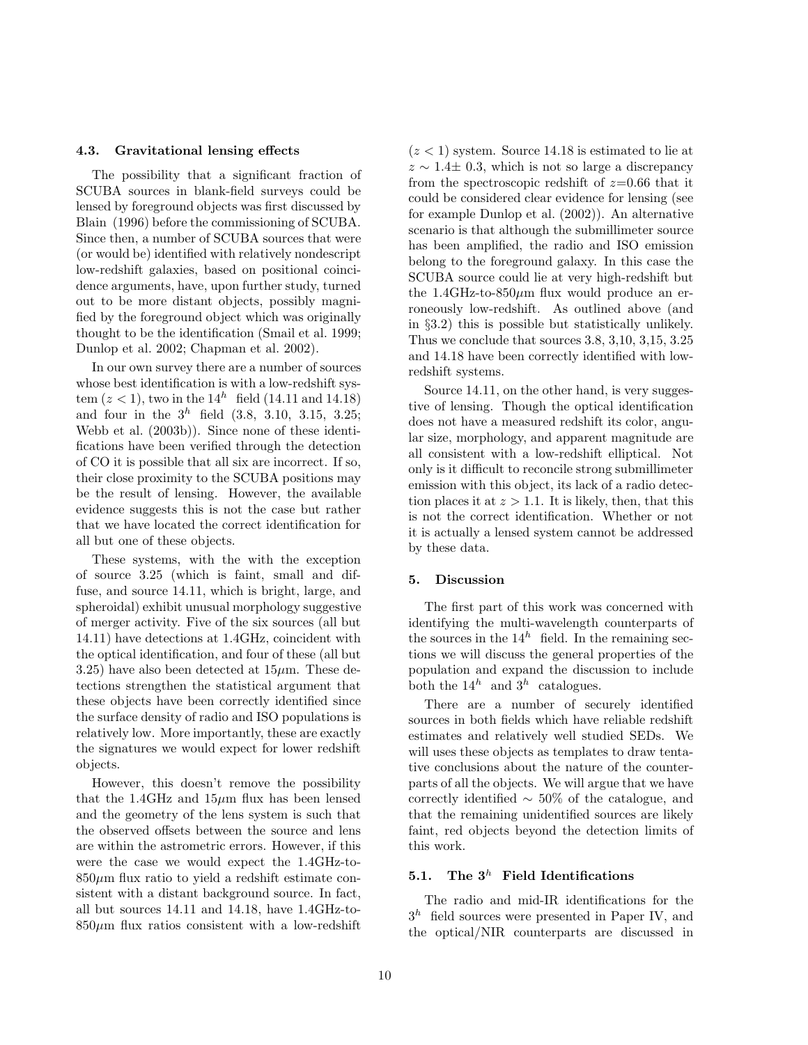### 4.3. Gravitational lensing effects

The possibility that a significant fraction of SCUBA sources in blank-field surveys could be lensed by foreground objects was first discussed by Blain (1996) before the commissioning of SCUBA. Since then, a number of SCUBA sources that were (or would be) identified with relatively nondescript low-redshift galaxies, based on positional coincidence arguments, have, upon further study, turned out to be more distant objects, possibly magnified by the foreground object which was originally thought to be the identification (Smail et al. 1999; Dunlop et al. 2002; Chapman et al. 2002).

In our own survey there are a number of sources whose best identification is with a low-redshift system ($z < 1$), two in the $14^h$ field (14.11 and 14.18) and four in the $3^h$ field (3.8, 3.10, 3.15, 3.25; Webb et al. (2003b)). Since none of these identifications have been verified through the detection of CO it is possible that all six are incorrect. If so, their close proximity to the SCUBA positions may be the result of lensing. However, the available evidence suggests this is not the case but rather that we have located the correct identification for all but one of these objects.

These systems, with the with the exception of source 3.25 (which is faint, small and diffuse, and source 14.11, which is bright, large, and spheroidal) exhibit unusual morphology suggestive of merger activity. Five of the six sources (all but 14.11) have detections at 1.4GHz, coincident with the optical identification, and four of these (all but 3.25) have also been detected at 15$\mu$m. These detections strengthen the statistical argument that these objects have been correctly identified since the surface density of radio and ISO populations is relatively low. More importantly, these are exactly the signatures we would expect for lower redshift objects.

However, this doesn't remove the possibility that the 1.4GHz and 15$\mu$m flux has been lensed and the geometry of the lens system is such that the observed offsets between the source and lens are within the astrometric errors. However, if this were the case we would expect the 1.4GHz-to-850$\mu$m flux ratio to yield a redshift estimate consistent with a distant background source. In fact, all but sources 14.11 and 14.18, have 1.4GHz-to-850$\mu$m flux ratios consistent with a low-redshift ($z < 1$) system. Source 14.18 is estimated to lie at $z \sim 1.4 \pm 0.3$, which is not so large a discrepancy from the spectroscopic redshift of $z$=0.66 that it could be considered clear evidence for lensing (see for example Dunlop et al. (2002)). An alternative scenario is that although the submillimeter source has been amplified, the radio and ISO emission belong to the foreground galaxy. In this case the SCUBA source could lie at very high-redshift but the 1.4GHz-to-850$\mu$m flux would produce an erroneously low-redshift. As outlined above (and in §3.2) this is possible but statistically unlikely. Thus we conclude that sources 3.8, 3,10, 3,15, 3.25 and 14.18 have been correctly identified with low-redshift systems.

Source 14.11, on the other hand, is very suggestive of lensing. Though the optical identification does not have a measured redshift its color, angular size, morphology, and apparent magnitude are all consistent with a low-redshift elliptical. Not only is it difficult to reconcile strong submillimeter emission with this object, its lack of a radio detection places it at $z > 1.1$. It is likely, then, that this is not the correct identification. Whether or not it is actually a lensed system cannot be addressed by these data.

## 5. Discussion

The first part of this work was concerned with identifying the multi-wavelength counterparts of the sources in the $14^h$ field. In the remaining sections we will discuss the general properties of the population and expand the discussion to include both the $14^h$ and $3^h$ catalogues.

There are a number of securely identified sources in both fields which have reliable redshift estimates and relatively well studied SEDs. We will uses these objects as templates to draw tentative conclusions about the nature of the counterparts of all the objects. We will argue that we have correctly identified $\sim$ 50% of the catalogue, and that the remaining unidentified sources are likely faint, red objects beyond the detection limits of this work.

### 5.1. The $3^h$ Field Identifications

The radio and mid-IR identifications for the $3^h$ field sources were presented in Paper IV, and the optical/NIR counterparts are discussed in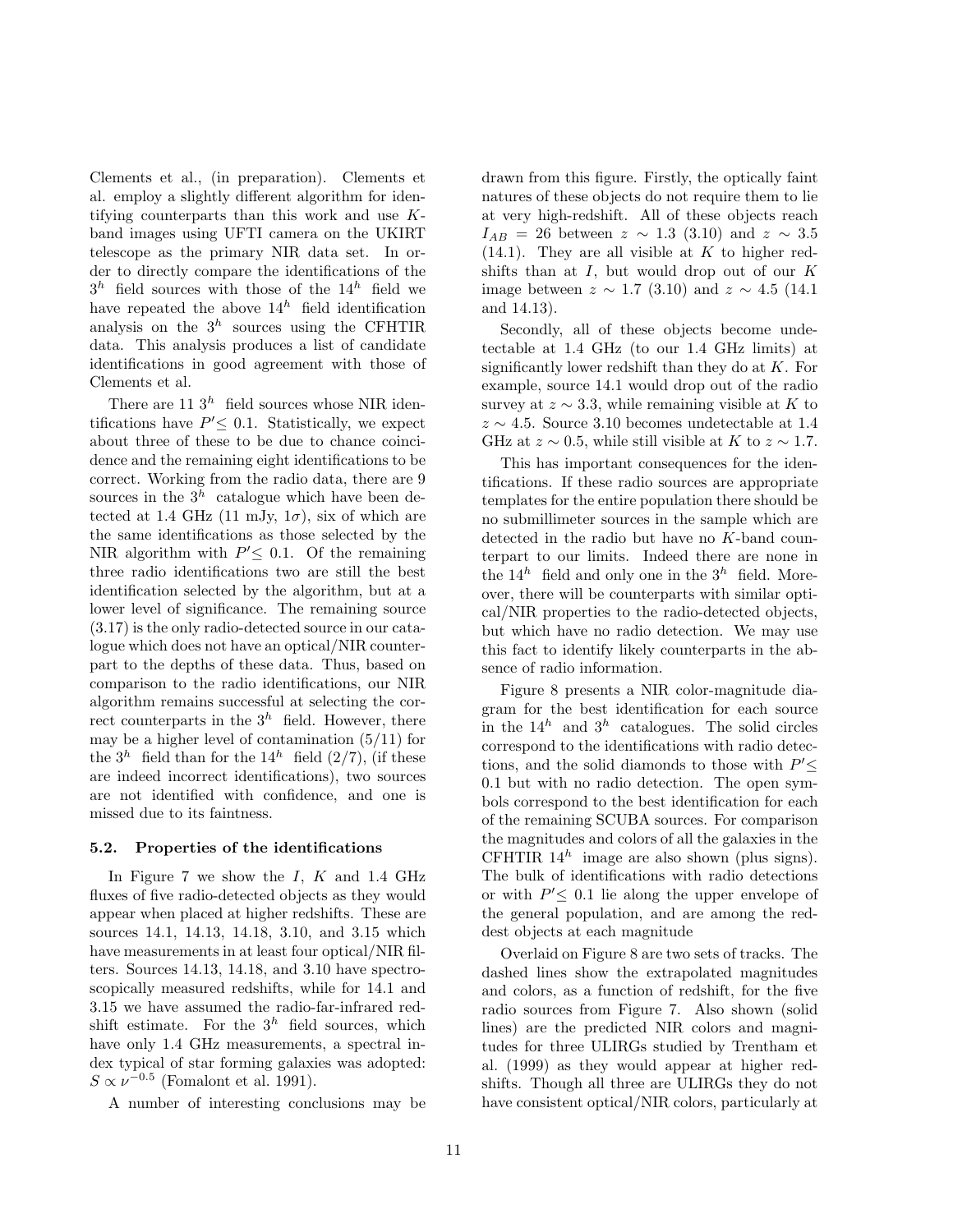Clements et al., (in preparation). Clements et al. employ a slightly different algorithm for identifying counterparts than this work and use $K$-band images using UFTI camera on the UKIRT telescope as the primary NIR data set. In order to directly compare the identifications of the $3^h$ field sources with those of the $14^h$ field we have repeated the above $14^h$ field identification analysis on the $3^h$ sources using the CFHTIR data. This analysis produces a list of candidate identifications in good agreement with those of Clements et al.

There are 11 $3^h$ field sources whose NIR identifications have $P' \leq 0.1$. Statistically, we expect about three of these to be due to chance coincidence and the remaining eight identifications to be correct. Working from the radio data, there are 9 sources in the $3^h$ catalogue which have been detected at 1.4 GHz (11 mJy, $1\sigma$), six of which are the same identifications as those selected by the NIR algorithm with $P' \leq 0.1$. Of the remaining three radio identifications two are still the best identification selected by the algorithm, but at a lower level of significance. The remaining source (3.17) is the only radio-detected source in our catalogue which does not have an optical/NIR counterpart to the depths of these data. Thus, based on comparison to the radio identifications, our NIR algorithm remains successful at selecting the correct counterparts in the $3^h$ field. However, there may be a higher level of contamination (5/11) for the $3^h$ field than for the $14^h$ field (2/7), (if these are indeed incorrect identifications), two sources are not identified with confidence, and one is missed due to its faintness.

### 5.2. Properties of the identifications

In Figure 7 we show the $I$, $K$ and 1.4 GHz fluxes of five radio-detected objects as they would appear when placed at higher redshifts. These are sources 14.1, 14.13, 14.18, 3.10, and 3.15 which have measurements in at least four optical/NIR filters. Sources 14.13, 14.18, and 3.10 have spectroscopically measured redshifts, while for 14.1 and 3.15 we have assumed the radio-far-infrared redshift estimate. For the $3^h$ field sources, which have only 1.4 GHz measurements, a spectral index typical of star forming galaxies was adopted: $S \propto \nu^{-0.5}$ (Fomalont et al. 1991).

A number of interesting conclusions may be drawn from this figure. Firstly, the optically faint natures of these objects do not require them to lie at very high-redshift. All of these objects reach $I_{AB} = 26$ between $z \sim 1.3$ (3.10) and $z \sim 3.5$ (14.1). They are all visible at $K$ to higher redshifts than at $I$, but would drop out of our $K$ image between $z \sim 1.7$ (3.10) and $z \sim 4.5$ (14.1 and 14.13).

Secondly, all of these objects become undetectable at 1.4 GHz (to our 1.4 GHz limits) at significantly lower redshift than they do at $K$. For example, source 14.1 would drop out of the radio survey at $z \sim 3.3$, while remaining visible at $K$ to $z \sim 4.5$. Source 3.10 becomes undetectable at 1.4 GHz at $z \sim 0.5$, while still visible at $K$ to $z \sim 1.7$.

This has important consequences for the identifications. If these radio sources are appropriate templates for the entire population there should be no submillimeter sources in the sample which are detected in the radio but have no $K$-band counterpart to our limits. Indeed there are none in the $14^h$ field and only one in the $3^h$ field. Moreover, there will be counterparts with similar optical/NIR properties to the radio-detected objects, but which have no radio detection. We may use this fact to identify likely counterparts in the absence of radio information.

Figure 8 presents a NIR color-magnitude diagram for the best identification for each source in the $14^h$ and $3^h$ catalogues. The solid circles correspond to the identifications with radio detections, and the solid diamonds to those with $P' \leq 0.1$ but with no radio detection. The open symbols correspond to the best identification for each of the remaining SCUBA sources. For comparison the magnitudes and colors of all the galaxies in the CFHTIR $14^h$ image are also shown (plus signs). The bulk of identifications with radio detections or with $P' \leq 0.1$ lie along the upper envelope of the general population, and are among the reddest objects at each magnitude

Overlaid on Figure 8 are two sets of tracks. The dashed lines show the extrapolated magnitudes and colors, as a function of redshift, for the five radio sources from Figure 7. Also shown (solid lines) are the predicted NIR colors and magnitudes for three ULIRGs studied by Trentham et al. (1999) as they would appear at higher redshifts. Though all three are ULIRGs they do not have consistent optical/NIR colors, particularly at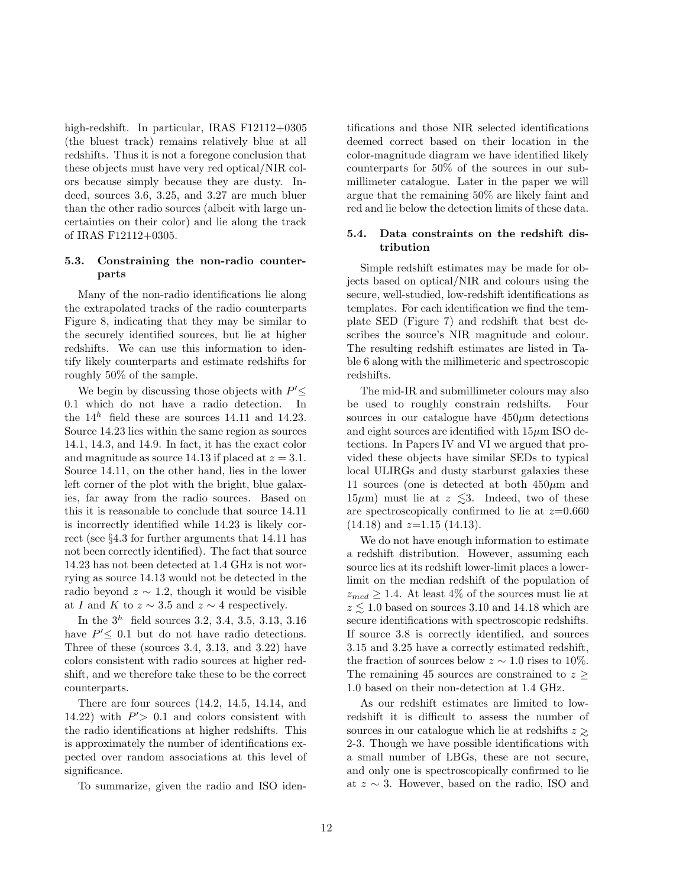high-redshift. In particular, IRAS F12112+0305 (the bluest track) remains relatively blue at all redshifts. Thus it is not a foregone conclusion that these objects must have very red optical/NIR colors because simply because they are dusty. Indeed, sources 3.6, 3.25, and 3.27 are much bluer than the other radio sources (albeit with large uncertainties on their color) and lie along the track of IRAS F12112+0305.

### 5.3. Constraining the non-radio counterparts

Many of the non-radio identifications lie along the extrapolated tracks of the radio counterparts Figure 8, indicating that they may be similar to the securely identified sources, but lie at higher redshifts. We can use this information to identify likely counterparts and estimate redshifts for roughly 50% of the sample.

We begin by discussing those objects with $P' \leq 0.1$ which do not have a radio detection. In the $14^h$ field these are sources 14.11 and 14.23. Source 14.23 lies within the same region as sources 14.1, 14.3, and 14.9. In fact, it has the exact color and magnitude as source 14.13 if placed at $z = 3.1$. Source 14.11, on the other hand, lies in the lower left corner of the plot with the bright, blue galaxies, far away from the radio sources. Based on this it is reasonable to conclude that source 14.11 is incorrectly identified while 14.23 is likely correct (see §4.3 for further arguments that 14.11 has not been correctly identified). The fact that source 14.23 has not been detected at 1.4 GHz is not worrying as source 14.13 would not be detected in the radio beyond $z \sim 1.2$, though it would be visible at $I$ and $K$ to $z \sim 3.5$ and $z \sim 4$ respectively.

In the $3^h$ field sources 3.2, 3.4, 3.5, 3.13, 3.16 have $P' \leq 0.1$ but do not have radio detections. Three of these (sources 3.4, 3.13, and 3.22) have colors consistent with radio sources at higher redshift, and we therefore take these to be the correct counterparts.

There are four sources (14.2, 14.5, 14.14, and 14.22) with $P' > 0.1$ and colors consistent with the radio identifications at higher redshifts. This is approximately the number of identifications expected over random associations at this level of significance.

To summarize, given the radio and ISO identifications and those NIR selected identifications deemed correct based on their location in the color-magnitude diagram we have identified likely counterparts for 50% of the sources in our submillimeter catalogue. Later in the paper we will argue that the remaining 50% are likely faint and red and lie below the detection limits of these data.

### 5.4. Data constraints on the redshift distribution

Simple redshift estimates may be made for objects based on optical/NIR and colours using the secure, well-studied, low-redshift identifications as templates. For each identification we find the template SED (Figure 7) and redshift that best describes the source's NIR magnitude and colour. The resulting redshift estimates are listed in Table 6 along with the millimeteric and spectroscopic redshifts.

The mid-IR and submillimeter colours may also be used to roughly constrain redshifts. Four sources in our catalogue have 450$\mu$m detections and eight sources are identified with 15$\mu$m ISO detections. In Papers IV and VI we argued that provided these objects have similar SEDs to typical local ULIRGs and dusty starburst galaxies these 11 sources (one is detected at both 450$\mu$m and 15$\mu$m) must lie at $z \lesssim 3$. Indeed, two of these are spectroscopically confirmed to lie at $z$=0.660 (14.18) and $z$=1.15 (14.13).

We do not have enough information to estimate a redshift distribution. However, assuming each source lies at its redshift lower-limit places a lower-limit on the median redshift of the population of $z_{med} \geq 1.4$. At least 4% of the sources must lie at $z \lesssim 1.0$ based on sources 3.10 and 14.18 which are secure identifications with spectroscopic redshifts. If source 3.8 is correctly identified, and sources 3.15 and 3.25 have a correctly estimated redshift, the fraction of sources below $z \sim 1.0$ rises to 10%. The remaining 45 sources are constrained to $z \geq 1.0$ based on their non-detection at 1.4 GHz.

As our redshift estimates are limited to low-redshift it is difficult to assess the number of sources in our catalogue which lie at redshifts $z \gtrsim$ 2-3. Though we have possible identifications with a small number of LBGs, these are not secure, and only one is spectroscopically confirmed to lie at $z \sim 3$. However, based on the radio, ISO and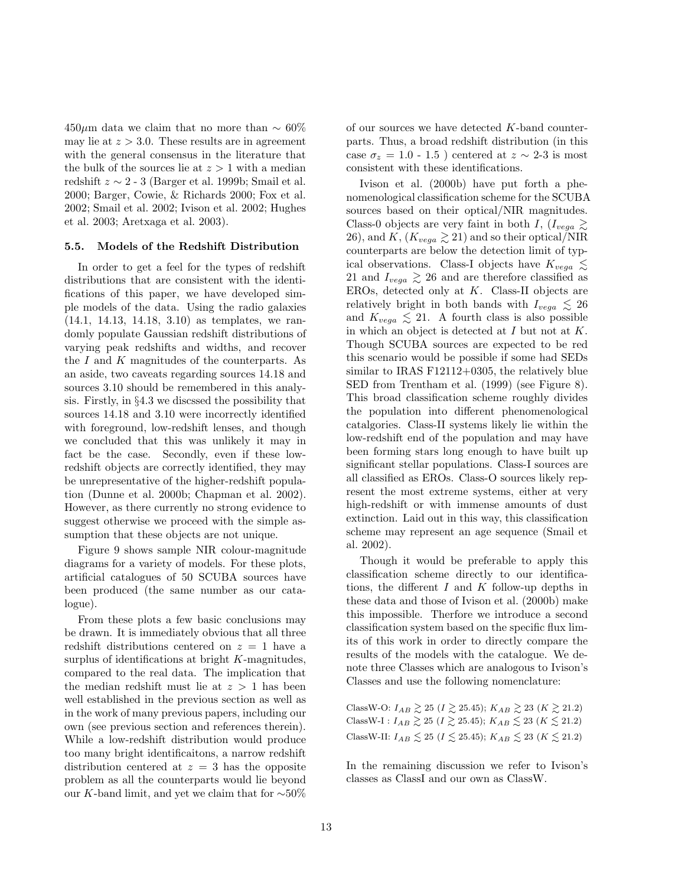450$\mu$m data we claim that no more than $\sim 60\%$ may lie at $z > 3.0$. These results are in agreement with the general consensus in the literature that the bulk of the sources lie at $z > 1$ with a median redshift $z \sim 2$ - 3 (Barger et al. 1999b; Smail et al. 2000; Barger, Cowie, & Richards 2000; Fox et al. 2002; Smail et al. 2002; Ivison et al. 2002; Hughes et al. 2003; Aretxaga et al. 2003).

### 5.5. Models of the Redshift Distribution

In order to get a feel for the types of redshift distributions that are consistent with the identifications of this paper, we have developed simple models of the data. Using the radio galaxies (14.1, 14.13, 14.18, 3.10) as templates, we randomly populate Gaussian redshift distributions of varying peak redshifts and widths, and recover the $I$ and $K$ magnitudes of the counterparts. As an aside, two caveats regarding sources 14.18 and sources 3.10 should be remembered in this analysis. Firstly, in §4.3 we discssed the possibility that sources 14.18 and 3.10 were incorrectly identified with foreground, low-redshift lenses, and though we concluded that this was unlikely it may in fact be the case. Secondly, even if these low-redshift objects are correctly identified, they may be unrepresentative of the higher-redshift population (Dunne et al. 2000b; Chapman et al. 2002). However, as there currently no strong evidence to suggest otherwise we proceed with the simple assumption that these objects are not unique.

Figure 9 shows sample NIR colour-magnitude diagrams for a variety of models. For these plots, artificial catalogues of 50 SCUBA sources have been produced (the same number as our catalogue).

From these plots a few basic conclusions may be drawn. It is immediately obvious that all three redshift distributions centered on $z = 1$ have a surplus of identifications at bright $K$-magnitudes, compared to the real data. The implication that the median redshift must lie at $z > 1$ has been well established in the previous section as well as in the work of many previous papers, including our own (see previous section and references therein). While a low-redshift distribution would produce too many bright identificaitons, a narrow redshift distribution centered at $z = 3$ has the opposite problem as all the counterparts would lie beyond our $K$-band limit, and yet we claim that for $\sim$50% of our sources we have detected $K$-band counterparts. Thus, a broad redshift distribution (in this case $\sigma_z = 1.0$ - $1.5$ ) centered at $z \sim$ 2-3 is most consistent with these identifications.

Ivison et al. (2000b) have put forth a phenomenological classification scheme for the SCUBA sources based on their optical/NIR magnitudes. Class-0 objects are very faint in both $I$, ($I_{vega} \gtrsim 26$), and $K$, ($K_{vega} \gtrsim 21$) and so their optical/NIR counterparts are below the detection limit of typical observations. Class-I objects have $K_{vega} \lesssim 21$ and $I_{vega} \gtrsim 26$ and are therefore classified as EROs, detected only at $K$. Class-II objects are relatively bright in both bands with $I_{vega} \lesssim 26$ and $K_{vega} \lesssim 21$. A fourth class is also possible in which an object is detected at $I$ but not at $K$. Though SCUBA sources are expected to be red this scenario would be possible if some had SEDs similar to IRAS F12112+0305, the relatively blue SED from Trentham et al. (1999) (see Figure 8). This broad classification scheme roughly divides the population into different phenomenological catalgories. Class-II systems likely lie within the low-redshift end of the population and may have been forming stars long enough to have built up significant stellar populations. Class-I sources are all classified as EROs. Class-O sources likely represent the most extreme systems, either at very high-redshift or with immense amounts of dust extinction. Laid out in this way, this classification scheme may represent an age sequence (Smail et al. 2002).

Though it would be preferable to apply this classification scheme directly to our identifications, the different $I$ and $K$ follow-up depths in these data and those of Ivison et al. (2000b) make this impossible. Therfore we introduce a second classification system based on the specific flux limits of this work in order to directly compare the results of the models with the catalogue. We denote three Classes which are analogous to Ivison's Classes and use the following nomenclature:

ClassW-O: $I_{AB} \gtrsim 25$ ($I \gtrsim 25.45$); $K_{AB} \gtrsim 23$ ($K \gtrsim 21.2$)
ClassW-I : $I_{AB} \gtrsim 25$ ($I \gtrsim 25.45$); $K_{AB} \lesssim 23$ ($K \lesssim 21.2$)
ClassW-II: $I_{AB} \lesssim 25$ ($I \lesssim 25.45$); $K_{AB} \lesssim 23$ ($K \lesssim 21.2$)

In the remaining discussion we refer to Ivison's classes as ClassI and our own as ClassW.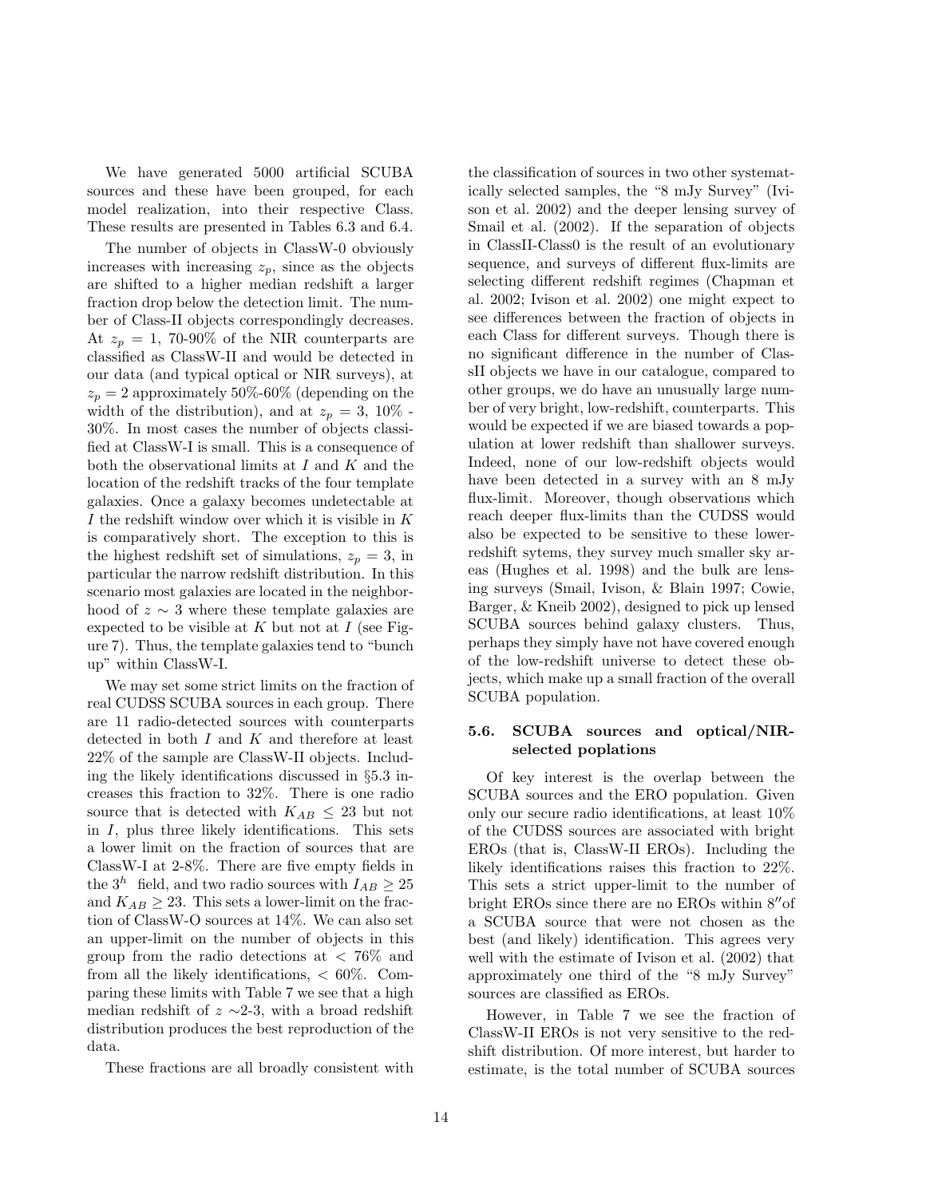We have generated 5000 artificial SCUBA sources and these have been grouped, for each model realization, into their respective Class. These results are presented in Tables 6.3 and 6.4.

The number of objects in ClassW-0 obviously increases with increasing $z_p$, since as the objects are shifted to a higher median redshift a larger fraction drop below the detection limit. The number of Class-II objects correspondingly decreases. At $z_p = 1$, 70-90% of the NIR counterparts are classified as ClassW-II and would be detected in our data (and typical optical or NIR surveys), at $z_p = 2$ approximately 50%-60% (depending on the width of the distribution), and at $z_p = 3$, 10% - 30%. In most cases the number of objects classified at ClassW-I is small. This is a consequence of both the observational limits at $I$ and $K$ and the location of the redshift tracks of the four template galaxies. Once a galaxy becomes undetectable at $I$ the redshift window over which it is visible in $K$ is comparatively short. The exception to this is the highest redshift set of simulations, $z_p = 3$, in particular the narrow redshift distribution. In this scenario most galaxies are located in the neighborhood of $z \sim 3$ where these template galaxies are expected to be visible at $K$ but not at $I$ (see Figure 7). Thus, the template galaxies tend to "bunch up" within ClassW-I.

We may set some strict limits on the fraction of real CUDSS SCUBA sources in each group. There are 11 radio-detected sources with counterparts detected in both $I$ and $K$ and therefore at least 22% of the sample are ClassW-II objects. Including the likely identifications discussed in §5.3 increases this fraction to 32%. There is one radio source that is detected with $K_{AB} \leq 23$ but not in $I$, plus three likely identifications. This sets a lower limit on the fraction of sources that are ClassW-I at 2-8%. There are five empty fields in the $3^h$ field, and two radio sources with $I_{AB} \geq 25$ and $K_{AB} \geq 23$. This sets a lower-limit on the fraction of ClassW-O sources at 14%. We can also set an upper-limit on the number of objects in this group from the radio detections at $< 76\%$ and from all the likely identifications, $< 60\%$. Comparing these limits with Table 7 we see that a high median redshift of $z \sim$2-3, with a broad redshift distribution produces the best reproduction of the data.

These fractions are all broadly consistent with the classification of sources in two other systematically selected samples, the "8 mJy Survey" (Ivison et al. 2002) and the deeper lensing survey of Smail et al. (2002). If the separation of objects in ClassII-Class0 is the result of an evolutionary sequence, and surveys of different flux-limits are selecting different redshift regimes (Chapman et al. 2002; Ivison et al. 2002) one might expect to see differences between the fraction of objects in each Class for different surveys. Though there is no significant difference in the number of ClassII objects we have in our catalogue, compared to other groups, we do have an unusually large number of very bright, low-redshift, counterparts. This would be expected if we are biased towards a population at lower redshift than shallower surveys. Indeed, none of our low-redshift objects would have been detected in a survey with an 8 mJy flux-limit. Moreover, though observations which reach deeper flux-limits than the CUDSS would also be expected to be sensitive to these lower-redshift sytems, they survey much smaller sky areas (Hughes et al. 1998) and the bulk are lensing surveys (Smail, Ivison, & Blain 1997; Cowie, Barger, & Kneib 2002), designed to pick up lensed SCUBA sources behind galaxy clusters. Thus, perhaps they simply have not have covered enough of the low-redshift universe to detect these objects, which make up a small fraction of the overall SCUBA population.

### 5.6. SCUBA sources and optical/NIR-selected poplations

Of key interest is the overlap between the SCUBA sources and the ERO population. Given only our secure radio identifications, at least 10% of the CUDSS sources are associated with bright EROs (that is, ClassW-II EROs). Including the likely identifications raises this fraction to 22%. This sets a strict upper-limit to the number of bright EROs since there are no EROs within 8″of a SCUBA source that were not chosen as the best (and likely) identification. This agrees very well with the estimate of Ivison et al. (2002) that approximately one third of the "8 mJy Survey" sources are classified as EROs.

However, in Table 7 we see the fraction of ClassW-II EROs is not very sensitive to the redshift distribution. Of more interest, but harder to estimate, is the total number of SCUBA sources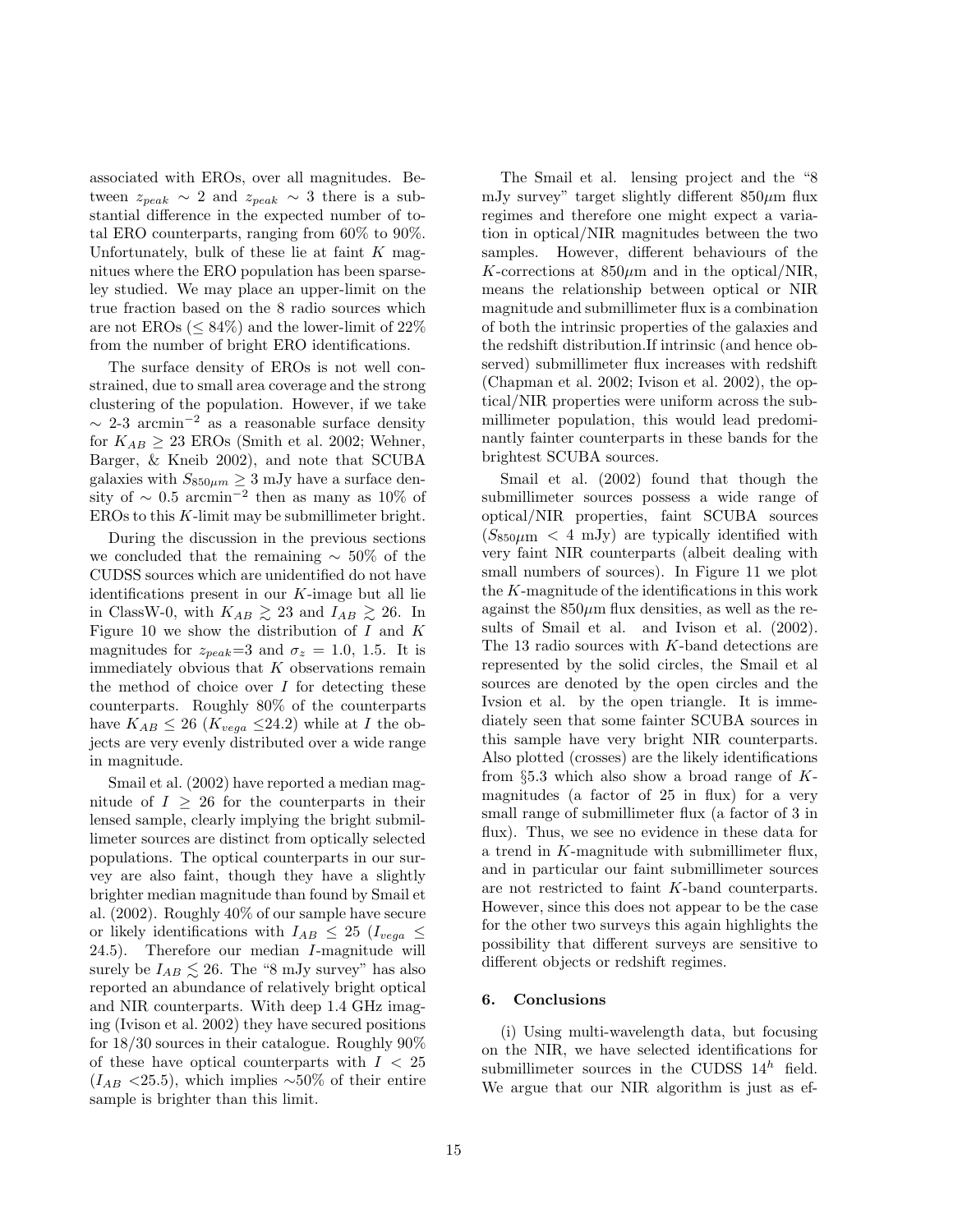associated with EROs, over all magnitudes. Between $z_{peak} \sim 2$ and $z_{peak} \sim 3$ there is a substantial difference in the expected number of total ERO counterparts, ranging from 60% to 90%. Unfortunately, bulk of these lie at faint $K$ magnitues where the ERO population has been sparseley studied. We may place an upper-limit on the true fraction based on the 8 radio sources which are not EROs ($\leq 84\%$) and the lower-limit of 22% from the number of bright ERO identifications.

The surface density of EROs is not well constrained, due to small area coverage and the strong clustering of the population. However, if we take $\sim$ 2-3 arcmin$^{-2}$ as a reasonable surface density for $K_{AB} \geq 23$ EROs (Smith et al. 2002; Wehner, Barger, & Kneib 2002), and note that SCUBA galaxies with $S_{850\mu m} \geq 3$ mJy have a surface density of $\sim 0.5$ arcmin$^{-2}$ then as many as 10% of EROs to this $K$-limit may be submillimeter bright.

During the discussion in the previous sections we concluded that the remaining $\sim 50\%$ of the CUDSS sources which are unidentified do not have identifications present in our $K$-image but all lie in ClassW-0, with $K_{AB} \gtrsim 23$ and $I_{AB} \gtrsim 26$. In Figure 10 we show the distribution of $I$ and $K$ magnitudes for $z_{peak}$=3 and $\sigma_z = 1.0$, 1.5. It is immediately obvious that $K$ observations remain the method of choice over $I$ for detecting these counterparts. Roughly 80% of the counterparts have $K_{AB} \leq 26$ ($K_{vega} \leq 24.2$) while at $I$ the objects are very evenly distributed over a wide range in magnitude.

Smail et al. (2002) have reported a median magnitude of $I \geq 26$ for the counterparts in their lensed sample, clearly implying the bright submillimeter sources are distinct from optically selected populations. The optical counterparts in our survey are also faint, though they have a slightly brighter median magnitude than found by Smail et al. (2002). Roughly 40% of our sample have secure or likely identifications with $I_{AB} \leq 25$ ($I_{vega} \leq 24.5$). Therefore our median $I$-magnitude will surely be $I_{AB} \lesssim 26$. The "8 mJy survey" has also reported an abundance of relatively bright optical and NIR counterparts. With deep 1.4 GHz imaging (Ivison et al. 2002) they have secured positions for 18/30 sources in their catalogue. Roughly 90% of these have optical counterparts with $I < 25$ ($I_{AB}$ <25.5), which implies $\sim$50% of their entire sample is brighter than this limit.

The Smail et al. lensing project and the "8 mJy survey" target slightly different 850$\mu$m flux regimes and therefore one might expect a variation in optical/NIR magnitudes between the two samples. However, different behaviours of the $K$-corrections at 850$\mu$m and in the optical/NIR, means the relationship between optical or NIR magnitude and submillimeter flux is a combination of both the intrinsic properties of the galaxies and the redshift distribution.If intrinsic (and hence observed) submillimeter flux increases with redshift (Chapman et al. 2002; Ivison et al. 2002), the optical/NIR properties were uniform across the submillimeter population, this would lead predominantly fainter counterparts in these bands for the brightest SCUBA sources.

Smail et al. (2002) found that though the submillimeter sources possess a wide range of optical/NIR properties, faint SCUBA sources ($S_{850}\mu$m $< 4$ mJy) are typically identified with very faint NIR counterparts (albeit dealing with small numbers of sources). In Figure 11 we plot the $K$-magnitude of the identifications in this work against the 850$\mu$m flux densities, as well as the results of Smail et al. and Ivison et al. (2002). The 13 radio sources with $K$-band detections are represented by the solid circles, the Smail et al sources are denoted by the open circles and the Ivsion et al. by the open triangle. It is immediately seen that some fainter SCUBA sources in this sample have very bright NIR counterparts. Also plotted (crosses) are the likely identifications from §5.3 which also show a broad range of $K$-magnitudes (a factor of 25 in flux) for a very small range of submillimeter flux (a factor of 3 in flux). Thus, we see no evidence in these data for a trend in $K$-magnitude with submillimeter flux, and in particular our faint submillimeter sources are not restricted to faint $K$-band counterparts. However, since this does not appear to be the case for the other two surveys this again highlights the possibility that different surveys are sensitive to different objects or redshift regimes.

## 6. Conclusions

(i) Using multi-wavelength data, but focusing on the NIR, we have selected identifications for submillimeter sources in the CUDSS $14^h$ field. We argue that our NIR algorithm is just as ef-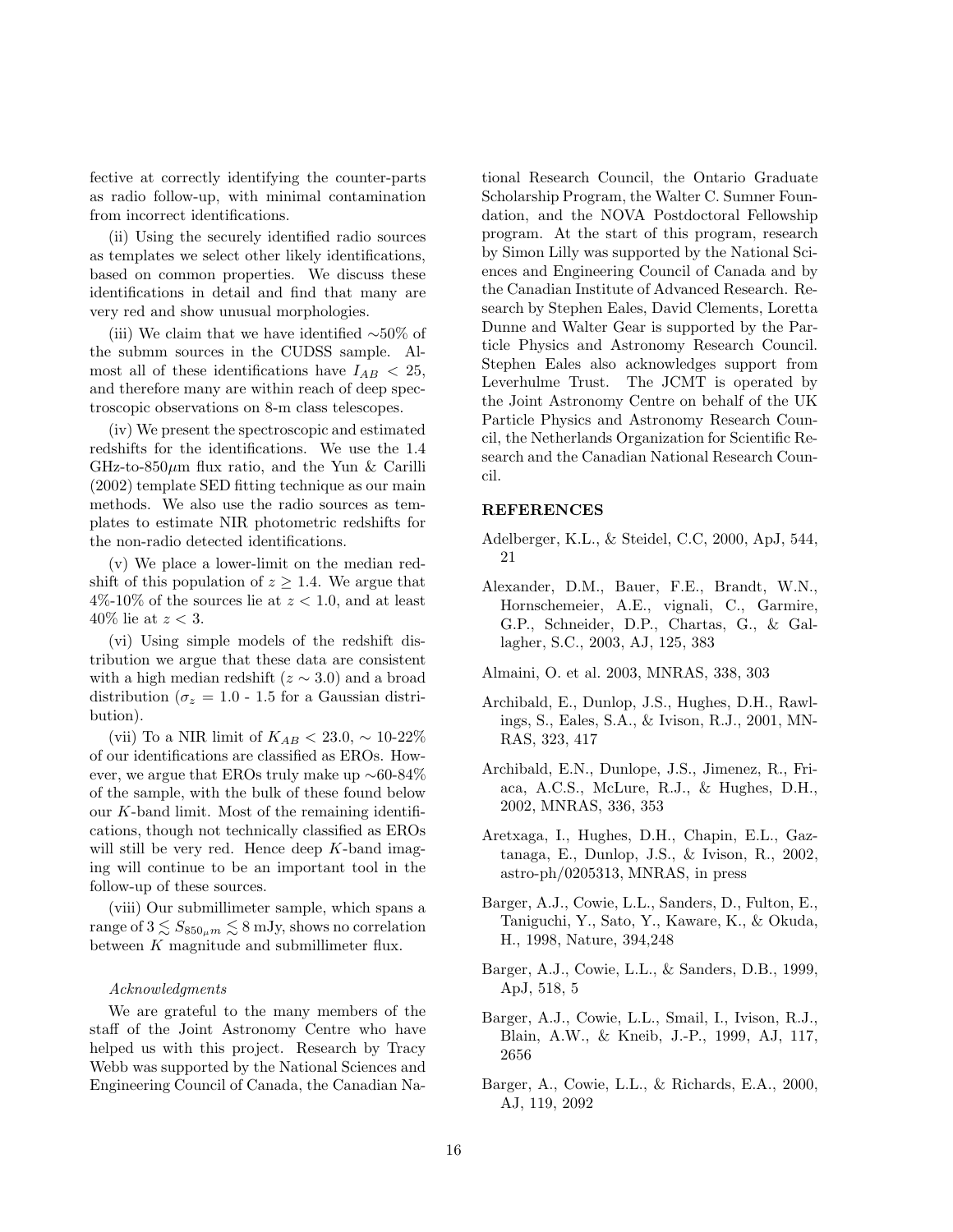fective at correctly identifying the counter-parts as radio follow-up, with minimal contamination from incorrect identifications.

(ii) Using the securely identified radio sources as templates we select other likely identifications, based on common properties. We discuss these identifications in detail and find that many are very red and show unusual morphologies.

(iii) We claim that we have identified ∼50% of the submm sources in the CUDSS sample. Almost all of these identifications have $I_{AB} < 25$, and therefore many are within reach of deep spectroscopic observations on 8-m class telescopes.

(iv) We present the spectroscopic and estimated redshifts for the identifications. We use the 1.4 GHz-to-850$\mu$m flux ratio, and the Yun & Carilli (2002) template SED fitting technique as our main methods. We also use the radio sources as templates to estimate NIR photometric redshifts for the non-radio detected identifications.

(v) We place a lower-limit on the median redshift of this population of $z \geq 1.4$. We argue that 4%-10% of the sources lie at $z < 1.0$, and at least 40% lie at $z < 3$.

(vi) Using simple models of the redshift distribution we argue that these data are consistent with a high median redshift ($z \sim 3.0$) and a broad distribution ($\sigma_z = 1.0$ - $1.5$ for a Gaussian distribution).

(vii) To a NIR limit of $K_{AB} < 23.0$, ∼ 10-22% of our identifications are classified as EROs. However, we argue that EROs truly make up ∼60-84% of the sample, with the bulk of these found below our $K$-band limit. Most of the remaining identifications, though not technically classified as EROs will still be very red. Hence deep $K$-band imaging will continue to be an important tool in the follow-up of these sources.

(viii) Our submillimeter sample, which spans a range of $3 \lesssim S_{850\mu m} \lesssim 8$ mJy, shows no correlation between $K$ magnitude and submillimeter flux.

*Acknowledgments*

We are grateful to the many members of the staff of the Joint Astronomy Centre who have helped us with this project. Research by Tracy Webb was supported by the National Sciences and Engineering Council of Canada, the Canadian National Research Council, the Ontario Graduate Scholarship Program, the Walter C. Sumner Foundation, and the NOVA Postdoctoral Fellowship program. At the start of this program, research by Simon Lilly was supported by the National Sciences and Engineering Council of Canada and by the Canadian Institute of Advanced Research. Research by Stephen Eales, David Clements, Loretta Dunne and Walter Gear is supported by the Particle Physics and Astronomy Research Council. Stephen Eales also acknowledges support from Leverhulme Trust. The JCMT is operated by the Joint Astronomy Centre on behalf of the UK Particle Physics and Astronomy Research Council, the Netherlands Organization for Scientific Research and the Canadian National Research Council.

## REFERENCES

Adelberger, K.L., & Steidel, C.C, 2000, ApJ, 544, 21

Alexander, D.M., Bauer, F.E., Brandt, W.N., Hornschemeier, A.E., vignali, C., Garmire, G.P., Schneider, D.P., Chartas, G., & Gallagher, S.C., 2003, AJ, 125, 383

Almaini, O. et al. 2003, MNRAS, 338, 303

Archibald, E., Dunlop, J.S., Hughes, D.H., Rawlings, S., Eales, S.A., & Ivison, R.J., 2001, MNRAS, 323, 417

Archibald, E.N., Dunlope, J.S., Jimenez, R., Friaca, A.C.S., McLure, R.J., & Hughes, D.H., 2002, MNRAS, 336, 353

Aretxaga, I., Hughes, D.H., Chapin, E.L., Gaztanaga, E., Dunlop, J.S., & Ivison, R., 2002, astro-ph/0205313, MNRAS, in press

Barger, A.J., Cowie, L.L., Sanders, D., Fulton, E., Taniguchi, Y., Sato, Y., Kaware, K., & Okuda, H., 1998, Nature, 394,248

Barger, A.J., Cowie, L.L., & Sanders, D.B., 1999, ApJ, 518, 5

Barger, A.J., Cowie, L.L., Smail, I., Ivison, R.J., Blain, A.W., & Kneib, J.-P., 1999, AJ, 117, 2656

Barger, A., Cowie, L.L., & Richards, E.A., 2000, AJ, 119, 2092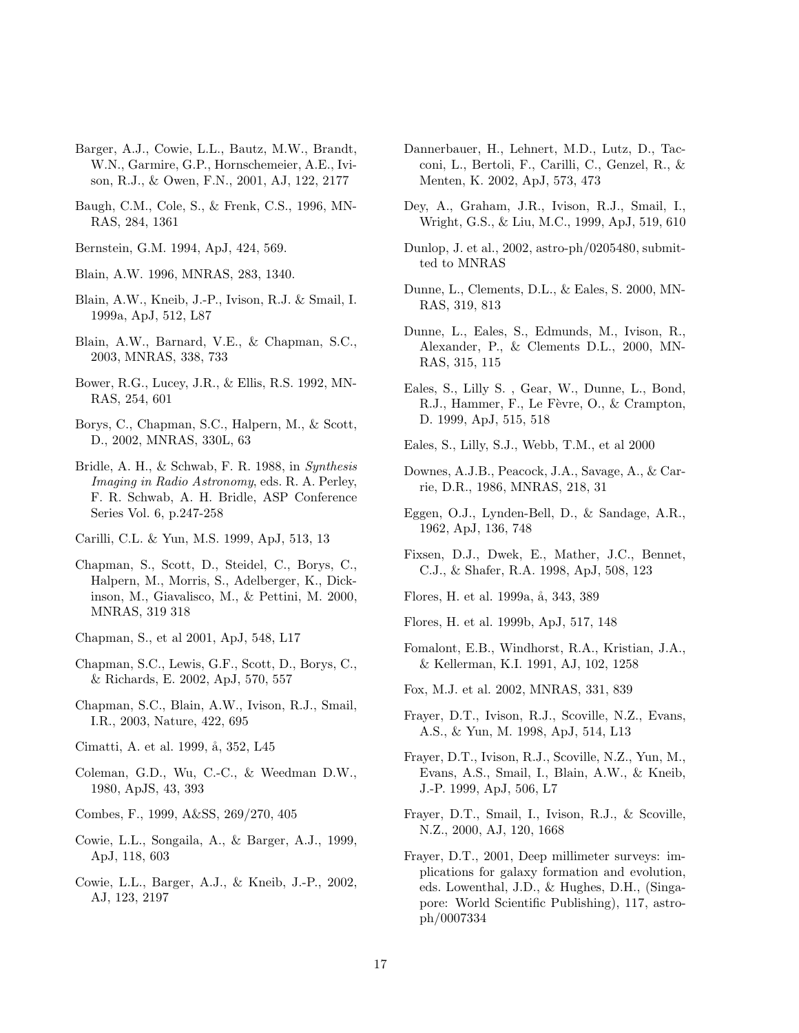Barger, A.J., Cowie, L.L., Bautz, M.W., Brandt, W.N., Garmire, G.P., Hornschemeier, A.E., Ivison, R.J., & Owen, F.N., 2001, AJ, 122, 2177

Baugh, C.M., Cole, S., & Frenk, C.S., 1996, MNRAS, 284, 1361

Bernstein, G.M. 1994, ApJ, 424, 569.

Blain, A.W. 1996, MNRAS, 283, 1340.

Blain, A.W., Kneib, J.-P., Ivison, R.J. & Smail, I. 1999a, ApJ, 512, L87

Blain, A.W., Barnard, V.E., & Chapman, S.C., 2003, MNRAS, 338, 733

Bower, R.G., Lucey, J.R., & Ellis, R.S. 1992, MNRAS, 254, 601

Borys, C., Chapman, S.C., Halpern, M., & Scott, D., 2002, MNRAS, 330L, 63

Bridle, A. H., & Schwab, F. R. 1988, in *Synthesis Imaging in Radio Astronomy*, eds. R. A. Perley, F. R. Schwab, A. H. Bridle, ASP Conference Series Vol. 6, p.247-258

Carilli, C.L. & Yun, M.S. 1999, ApJ, 513, 13

Chapman, S., Scott, D., Steidel, C., Borys, C., Halpern, M., Morris, S., Adelberger, K., Dickinson, M., Giavalisco, M., & Pettini, M. 2000, MNRAS, 319 318

Chapman, S., et al 2001, ApJ, 548, L17

Chapman, S.C., Lewis, G.F., Scott, D., Borys, C., & Richards, E. 2002, ApJ, 570, 557

Chapman, S.C., Blain, A.W., Ivison, R.J., Smail, I.R., 2003, Nature, 422, 695

Cimatti, A. et al. 1999, å, 352, L45

Coleman, G.D., Wu, C.-C., & Weedman D.W., 1980, ApJS, 43, 393

Combes, F., 1999, A&SS, 269/270, 405

Cowie, L.L., Songaila, A., & Barger, A.J., 1999, ApJ, 118, 603

Cowie, L.L., Barger, A.J., & Kneib, J.-P., 2002, AJ, 123, 2197

Dannerbauer, H., Lehnert, M.D., Lutz, D., Tacconi, L., Bertoli, F., Carilli, C., Genzel, R., & Menten, K. 2002, ApJ, 573, 473

Dey, A., Graham, J.R., Ivison, R.J., Smail, I., Wright, G.S., & Liu, M.C., 1999, ApJ, 519, 610

Dunlop, J. et al., 2002, astro-ph/0205480, submitted to MNRAS

Dunne, L., Clements, D.L., & Eales, S. 2000, MNRAS, 319, 813

Dunne, L., Eales, S., Edmunds, M., Ivison, R., Alexander, P., & Clements D.L., 2000, MNRAS, 315, 115

Eales, S., Lilly S. , Gear, W., Dunne, L., Bond, R.J., Hammer, F., Le Fèvre, O., & Crampton, D. 1999, ApJ, 515, 518

Eales, S., Lilly, S.J., Webb, T.M., et al 2000

Downes, A.J.B., Peacock, J.A., Savage, A., & Carrie, D.R., 1986, MNRAS, 218, 31

Eggen, O.J., Lynden-Bell, D., & Sandage, A.R., 1962, ApJ, 136, 748

Fixsen, D.J., Dwek, E., Mather, J.C., Bennet, C.J., & Shafer, R.A. 1998, ApJ, 508, 123

Flores, H. et al. 1999a, å, 343, 389

Flores, H. et al. 1999b, ApJ, 517, 148

Fomalont, E.B., Windhorst, R.A., Kristian, J.A., & Kellerman, K.I. 1991, AJ, 102, 1258

Fox, M.J. et al. 2002, MNRAS, 331, 839

Frayer, D.T., Ivison, R.J., Scoville, N.Z., Evans, A.S., & Yun, M. 1998, ApJ, 514, L13

Frayer, D.T., Ivison, R.J., Scoville, N.Z., Yun, M., Evans, A.S., Smail, I., Blain, A.W., & Kneib, J.-P. 1999, ApJ, 506, L7

Frayer, D.T., Smail, I., Ivison, R.J., & Scoville, N.Z., 2000, AJ, 120, 1668

Frayer, D.T., 2001, Deep millimeter surveys: implications for galaxy formation and evolution, eds. Lowenthal, J.D., & Hughes, D.H., (Singapore: World Scientific Publishing), 117, astro-ph/0007334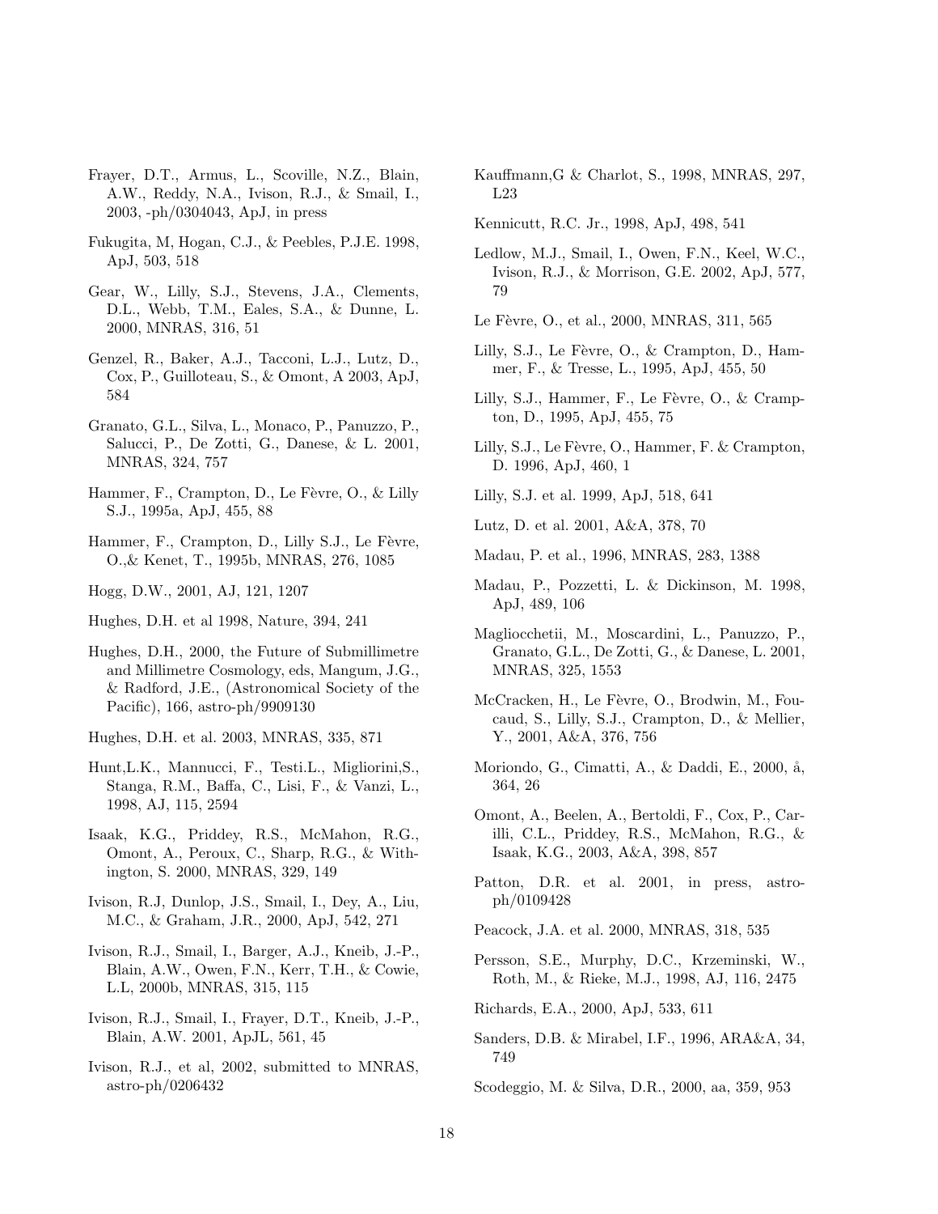Frayer, D.T., Armus, L., Scoville, N.Z., Blain, A.W., Reddy, N.A., Ivison, R.J., & Smail, I., 2003, -ph/0304043, ApJ, in press

Fukugita, M, Hogan, C.J., & Peebles, P.J.E. 1998, ApJ, 503, 518

Gear, W., Lilly, S.J., Stevens, J.A., Clements, D.L., Webb, T.M., Eales, S.A., & Dunne, L. 2000, MNRAS, 316, 51

Genzel, R., Baker, A.J., Tacconi, L.J., Lutz, D., Cox, P., Guilloteau, S., & Omont, A 2003, ApJ, 584

Granato, G.L., Silva, L., Monaco, P., Panuzzo, P., Salucci, P., De Zotti, G., Danese, & L. 2001, MNRAS, 324, 757

Hammer, F., Crampton, D., Le Fèvre, O., & Lilly S.J., 1995a, ApJ, 455, 88

Hammer, F., Crampton, D., Lilly S.J., Le Fèvre, O.,& Kenet, T., 1995b, MNRAS, 276, 1085

Hogg, D.W., 2001, AJ, 121, 1207

Hughes, D.H. et al 1998, Nature, 394, 241

Hughes, D.H., 2000, the Future of Submillimetre and Millimetre Cosmology, eds, Mangum, J.G., & Radford, J.E., (Astronomical Society of the Pacific), 166, astro-ph/9909130

Hughes, D.H. et al. 2003, MNRAS, 335, 871

Hunt,L.K., Mannucci, F., Testi.L., Migliorini,S., Stanga, R.M., Baffa, C., Lisi, F., & Vanzi, L., 1998, AJ, 115, 2594

Isaak, K.G., Priddey, R.S., McMahon, R.G., Omont, A., Peroux, C., Sharp, R.G., & Withington, S. 2000, MNRAS, 329, 149

Ivison, R.J, Dunlop, J.S., Smail, I., Dey, A., Liu, M.C., & Graham, J.R., 2000, ApJ, 542, 271

Ivison, R.J., Smail, I., Barger, A.J., Kneib, J.-P., Blain, A.W., Owen, F.N., Kerr, T.H., & Cowie, L.L, 2000b, MNRAS, 315, 115

Ivison, R.J., Smail, I., Frayer, D.T., Kneib, J.-P., Blain, A.W. 2001, ApJL, 561, 45

Ivison, R.J., et al, 2002, submitted to MNRAS, astro-ph/0206432

Kauffmann,G & Charlot, S., 1998, MNRAS, 297, L23

Kennicutt, R.C. Jr., 1998, ApJ, 498, 541

Ledlow, M.J., Smail, I., Owen, F.N., Keel, W.C., Ivison, R.J., & Morrison, G.E. 2002, ApJ, 577, 79

Le Fèvre, O., et al., 2000, MNRAS, 311, 565

Lilly, S.J., Le Fèvre, O., & Crampton, D., Hammer, F., & Tresse, L., 1995, ApJ, 455, 50

Lilly, S.J., Hammer, F., Le Fèvre, O., & Crampton, D., 1995, ApJ, 455, 75

Lilly, S.J., Le Fèvre, O., Hammer, F. & Crampton, D. 1996, ApJ, 460, 1

Lilly, S.J. et al. 1999, ApJ, 518, 641

Lutz, D. et al. 2001, A&A, 378, 70

Madau, P. et al., 1996, MNRAS, 283, 1388

Madau, P., Pozzetti, L. & Dickinson, M. 1998, ApJ, 489, 106

Magliocchetii, M., Moscardini, L., Panuzzo, P., Granato, G.L., De Zotti, G., & Danese, L. 2001, MNRAS, 325, 1553

McCracken, H., Le Fèvre, O., Brodwin, M., Foucaud, S., Lilly, S.J., Crampton, D., & Mellier, Y., 2001, A&A, 376, 756

Moriondo, G., Cimatti, A., & Daddi, E., 2000, å, 364, 26

Omont, A., Beelen, A., Bertoldi, F., Cox, P., Carilli, C.L., Priddey, R.S., McMahon, R.G., & Isaak, K.G., 2003, A&A, 398, 857

Patton, D.R. et al. 2001, in press, astro-ph/0109428

Peacock, J.A. et al. 2000, MNRAS, 318, 535

Persson, S.E., Murphy, D.C., Krzeminski, W., Roth, M., & Rieke, M.J., 1998, AJ, 116, 2475

Richards, E.A., 2000, ApJ, 533, 611

Sanders, D.B. & Mirabel, I.F., 1996, ARA&A, 34, 749

Scodeggio, M. & Silva, D.R., 2000, aa, 359, 953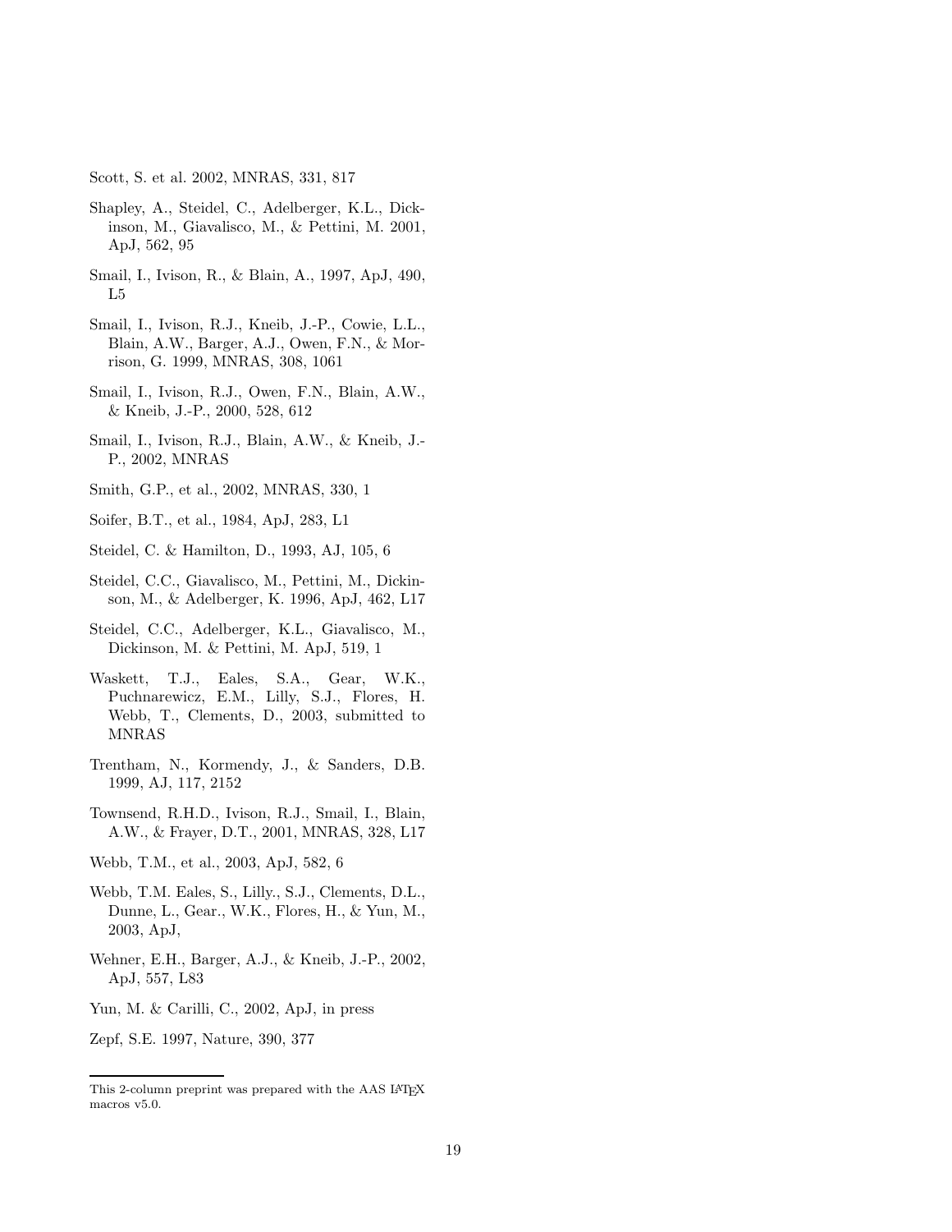Scott, S. et al. 2002, MNRAS, 331, 817

Shapley, A., Steidel, C., Adelberger, K.L., Dickinson, M., Giavalisco, M., & Pettini, M. 2001, ApJ, 562, 95

Smail, I., Ivison, R., & Blain, A., 1997, ApJ, 490, L5

Smail, I., Ivison, R.J., Kneib, J.-P., Cowie, L.L., Blain, A.W., Barger, A.J., Owen, F.N., & Morrison, G. 1999, MNRAS, 308, 1061

Smail, I., Ivison, R.J., Owen, F.N., Blain, A.W., & Kneib, J.-P., 2000, 528, 612

Smail, I., Ivison, R.J., Blain, A.W., & Kneib, J.-P., 2002, MNRAS

Smith, G.P., et al., 2002, MNRAS, 330, 1

Soifer, B.T., et al., 1984, ApJ, 283, L1

Steidel, C. & Hamilton, D., 1993, AJ, 105, 6

Steidel, C.C., Giavalisco, M., Pettini, M., Dickinson, M., & Adelberger, K. 1996, ApJ, 462, L17

Steidel, C.C., Adelberger, K.L., Giavalisco, M., Dickinson, M. & Pettini, M. ApJ, 519, 1

Waskett, T.J., Eales, S.A., Gear, W.K., Puchnarewicz, E.M., Lilly, S.J., Flores, H. Webb, T., Clements, D., 2003, submitted to MNRAS

Trentham, N., Kormendy, J., & Sanders, D.B. 1999, AJ, 117, 2152

Townsend, R.H.D., Ivison, R.J., Smail, I., Blain, A.W., & Frayer, D.T., 2001, MNRAS, 328, L17

Webb, T.M., et al., 2003, ApJ, 582, 6

Webb, T.M. Eales, S., Lilly., S.J., Clements, D.L., Dunne, L., Gear., W.K., Flores, H., & Yun, M., 2003, ApJ,

Wehner, E.H., Barger, A.J., & Kneib, J.-P., 2002, ApJ, 557, L83

Yun, M. & Carilli, C., 2002, ApJ, in press

Zepf, S.E. 1997, Nature, 390, 377

---

This 2-column preprint was prepared with the AAS LaTeX macros v5.0.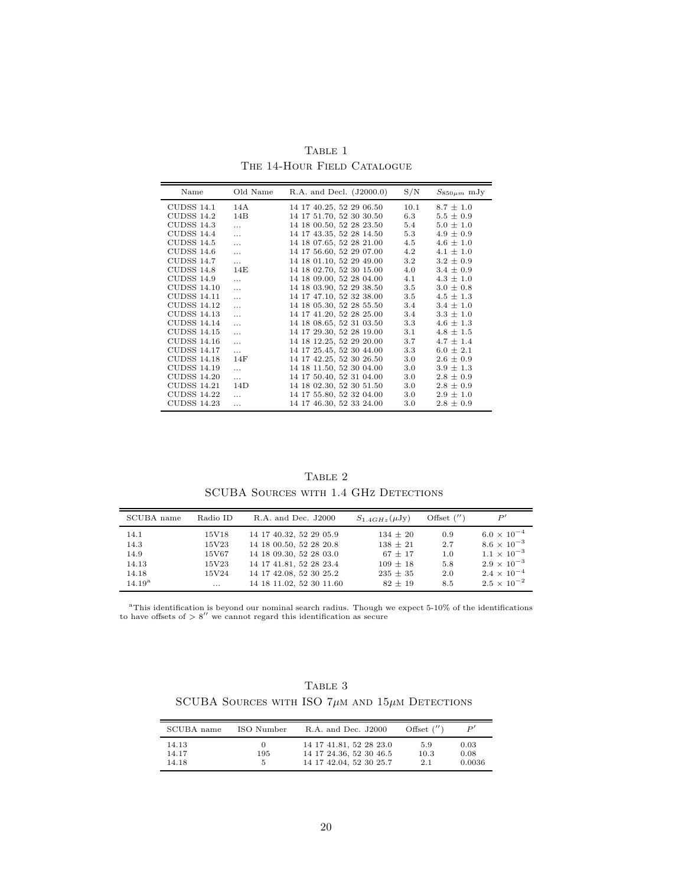Table 1
The 14-Hour Field Catalogue

| Name | Old Name | R.A. and Decl. (J2000.0) | S/N | $S_{850\mu m}$ mJy |
| --- | --- | --- | --- | --- |
| CUDSS 14.1 | 14A | 14 17 40.25, 52 29 06.50 | 10.1 | $8.7 \pm 1.0$ |
| CUDSS 14.2 | 14B | 14 17 51.70, 52 30 30.50 | 6.3 | $5.5 \pm 0.9$ |
| CUDSS 14.3 | ... | 14 18 00.50, 52 28 23.50 | 5.4 | $5.0 \pm 1.0$ |
| CUDSS 14.4 | ... | 14 17 43.35, 52 28 14.50 | 5.3 | $4.9 \pm 0.9$ |
| CUDSS 14.5 | ... | 14 18 07.65, 52 28 21.00 | 4.5 | $4.6 \pm 1.0$ |
| CUDSS 14.6 | ... | 14 17 56.60, 52 29 07.00 | 4.2 | $4.1 \pm 1.0$ |
| CUDSS 14.7 | ... | 14 18 01.10, 52 29 49.00 | 3.2 | $3.2 \pm 0.9$ |
| CUDSS 14.8 | 14E | 14 18 02.70, 52 30 15.00 | 4.0 | $3.4 \pm 0.9$ |
| CUDSS 14.9 | ... | 14 18 09.00, 52 28 04.00 | 4.1 | $4.3 \pm 1.0$ |
| CUDSS 14.10 | ... | 14 18 03.90, 52 29 38.50 | 3.5 | $3.0 \pm 0.8$ |
| CUDSS 14.11 | ... | 14 17 47.10, 52 32 38.00 | 3.5 | $4.5 \pm 1.3$ |
| CUDSS 14.12 | ... | 14 18 05.30, 52 28 55.50 | 3.4 | $3.4 \pm 1.0$ |
| CUDSS 14.13 | ... | 14 17 41.20, 52 28 25.00 | 3.4 | $3.3 \pm 1.0$ |
| CUDSS 14.14 | ... | 14 18 08.65, 52 31 03.50 | 3.3 | $4.6 \pm 1.3$ |
| CUDSS 14.15 | ... | 14 17 29.30, 52 28 19.00 | 3.1 | $4.8 \pm 1.5$ |
| CUDSS 14.16 | ... | 14 18 12.25, 52 29 20.00 | 3.7 | $4.7 \pm 1.4$ |
| CUDSS 14.17 | ... | 14 17 25.45, 52 30 44.00 | 3.3 | $6.0 \pm 2.1$ |
| CUDSS 14.18 | 14F | 14 17 42.25, 52 30 26.50 | 3.0 | $2.6 \pm 0.9$ |
| CUDSS 14.19 | ... | 14 18 11.50, 52 30 04.00 | 3.0 | $3.9 \pm 1.3$ |
| CUDSS 14.20 | ... | 14 17 50.40, 52 31 04.00 | 3.0 | $2.8 \pm 0.9$ |
| CUDSS 14.21 | 14D | 14 18 02.30, 52 30 51.50 | 3.0 | $2.8 \pm 0.9$ |
| CUDSS 14.22 | ... | 14 17 55.80, 52 32 04.00 | 3.0 | $2.9 \pm 1.0$ |
| CUDSS 14.23 | ... | 14 17 46.30, 52 33 24.00 | 3.0 | $2.8 \pm 0.9$ |

Table 2
SCUBA Sources with 1.4 GHz Detections

| SCUBA name | Radio ID | R.A. and Dec. J2000 | $S_{1.4GHz}(\mu\text{Jy})$ | Offset ($''$) | $P'$ |
| --- | --- | --- | --- | --- | --- |
| 14.1 | 15V18 | 14 17 40.32, 52 29 05.9 | $134 \pm 20$ | 0.9 | $6.0 \times 10^{-4}$ |
| 14.3 | 15V23 | 14 18 00.50, 52 28 20.8 | $138 \pm 21$ | 2.7 | $8.6 \times 10^{-3}$ |
| 14.9 | 15V67 | 14 18 09.30, 52 28 03.0 | $67 \pm 17$ | 1.0 | $1.1 \times 10^{-3}$ |
| 14.13 | 15V23 | 14 17 41.81, 52 28 23.4 | $109 \pm 18$ | 5.8 | $2.9 \times 10^{-3}$ |
| 14.18 | 15V24 | 14 17 42.08, 52 30 25.2 | $235 \pm 35$ | 2.0 | $2.4 \times 10^{-4}$ |
| 14.19[a] | ... | 14 18 11.02, 52 30 11.60 | $82 \pm 19$ | 8.5 | $2.5 \times 10^{-2}$ |

[a]This identification is beyond our nominal search radius. Though we expect 5-10% of the identifications to have offsets of $> 8''$ we cannot regard this identification as secure

Table 3
SCUBA Sources with ISO 7$\mu$m and 15$\mu$m Detections

| SCUBA name | ISO Number | R.A. and Dec. J2000 | Offset ($''$) | $P'$ |
| --- | --- | --- | --- | --- |
| 14.13 | 0 | 14 17 41.81, 52 28 23.0 | 5.9 | 0.03 |
| 14.17 | 195 | 14 17 24.36, 52 30 46.5 | 10.3 | 0.08 |
| 14.18 | 5 | 14 17 42.04, 52 30 25.7 | 2.1 | 0.0036 |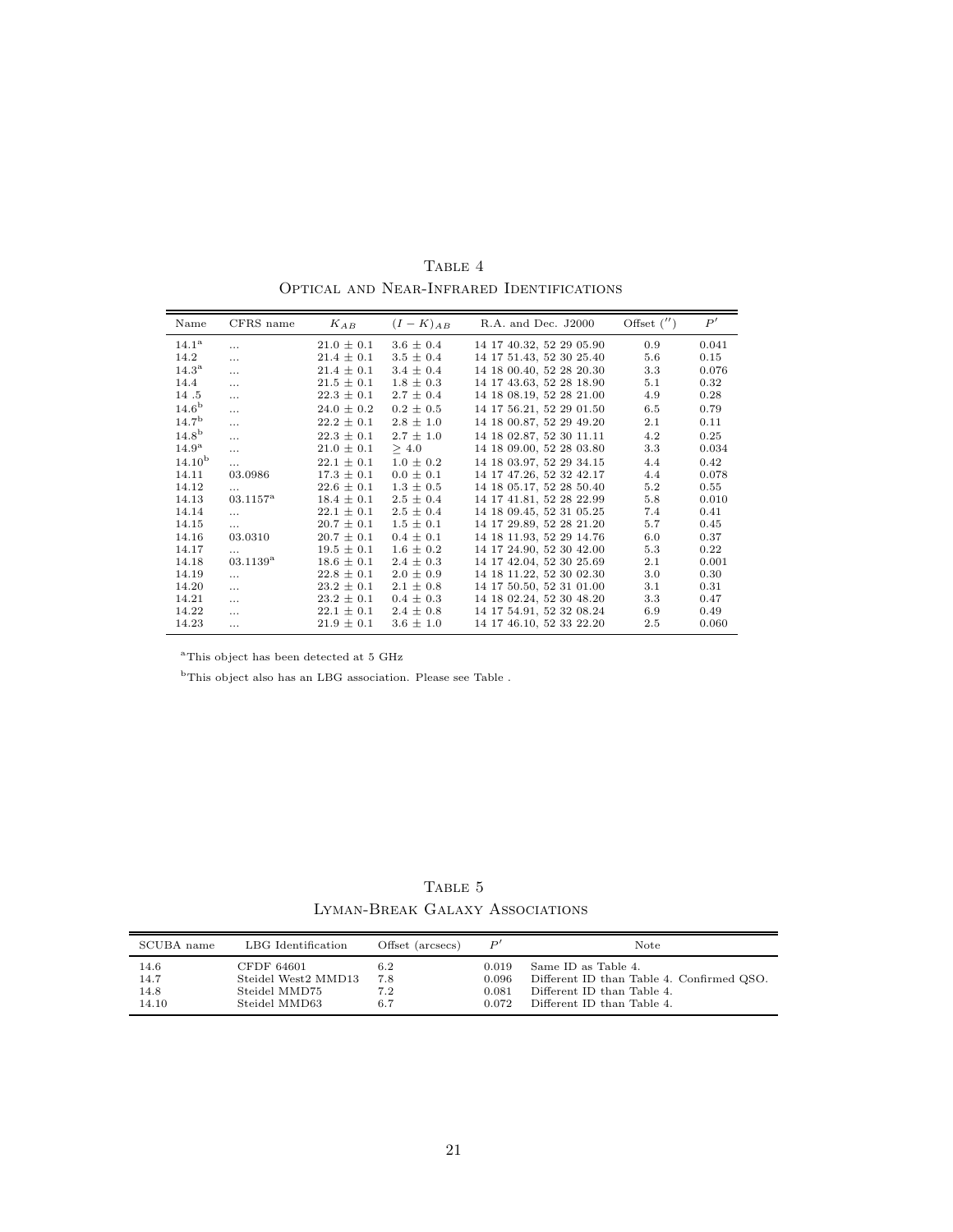Table 4

Optical and Near-Infrared Identifications

| Name | CFRS name | $K_{AB}$ | $(I-K)_{AB}$ | R.A. and Dec. J2000 | Offset ($''$) | $P'$ |
|---|---|---|---|---|---|---|
| 14.1[a] | ... | 21.0 ± 0.1 | 3.6 ± 0.4 | 14 17 40.32, 52 29 05.90 | 0.9 | 0.041 |
| 14.2 | ... | 21.4 ± 0.1 | 3.5 ± 0.4 | 14 17 51.43, 52 30 25.40 | 5.6 | 0.15 |
| 14.3[a] | ... | 21.4 ± 0.1 | 3.4 ± 0.4 | 14 18 00.40, 52 28 20.30 | 3.3 | 0.076 |
| 14.4 | ... | 21.5 ± 0.1 | 1.8 ± 0.3 | 14 17 43.63, 52 28 18.90 | 5.1 | 0.32 |
| 14 .5 | ... | 22.3 ± 0.1 | 2.7 ± 0.4 | 14 18 08.19, 52 28 21.00 | 4.9 | 0.28 |
| 14.6[b] | ... | 24.0 ± 0.2 | 0.2 ± 0.5 | 14 17 56.21, 52 29 01.50 | 6.5 | 0.79 |
| 14.7[b] | ... | 22.2 ± 0.1 | 2.8 ± 1.0 | 14 18 00.87, 52 29 49.20 | 2.1 | 0.11 |
| 14.8[b] | ... | 22.3 ± 0.1 | 2.7 ± 1.0 | 14 18 02.87, 52 30 11.11 | 4.2 | 0.25 |
| 14.9[a] | ... | 21.0 ± 0.1 | ≥ 4.0 | 14 18 09.00, 52 28 03.80 | 3.3 | 0.034 |
| 14.10[b] | ... | 22.1 ± 0.1 | 1.0 ± 0.2 | 14 18 03.97, 52 29 34.15 | 4.4 | 0.42 |
| 14.11 | 03.0986 | 17.3 ± 0.1 | 0.0 ± 0.1 | 14 17 47.26, 52 32 42.17 | 4.4 | 0.078 |
| 14.12 | ... | 22.6 ± 0.1 | 1.3 ± 0.5 | 14 18 05.17, 52 28 50.40 | 5.2 | 0.55 |
| 14.13 | 03.1157[a] | 18.4 ± 0.1 | 2.5 ± 0.4 | 14 17 41.81, 52 28 22.99 | 5.8 | 0.010 |
| 14.14 | ... | 22.1 ± 0.1 | 2.5 ± 0.4 | 14 18 09.45, 52 31 05.25 | 7.4 | 0.41 |
| 14.15 | ... | 20.7 ± 0.1 | 1.5 ± 0.1 | 14 17 29.89, 52 28 21.20 | 5.7 | 0.45 |
| 14.16 | 03.0310 | 20.7 ± 0.1 | 0.4 ± 0.1 | 14 18 11.93, 52 29 14.76 | 6.0 | 0.37 |
| 14.17 | ... | 19.5 ± 0.1 | 1.6 ± 0.2 | 14 17 24.90, 52 30 42.00 | 5.3 | 0.22 |
| 14.18 | 03.1139[a] | 18.6 ± 0.1 | 2.4 ± 0.3 | 14 17 42.04, 52 30 25.69 | 2.1 | 0.001 |
| 14.19 | ... | 22.8 ± 0.1 | 2.0 ± 0.9 | 14 18 11.22, 52 30 02.30 | 3.0 | 0.30 |
| 14.20 | ... | 23.2 ± 0.1 | 2.1 ± 0.8 | 14 17 50.50, 52 31 01.00 | 3.1 | 0.31 |
| 14.21 | ... | 23.2 ± 0.1 | 0.4 ± 0.3 | 14 18 02.24, 52 30 48.20 | 3.3 | 0.47 |
| 14.22 | ... | 22.1 ± 0.1 | 2.4 ± 0.8 | 14 17 54.91, 52 32 08.24 | 6.9 | 0.49 |
| 14.23 | ... | 21.9 ± 0.1 | 3.6 ± 1.0 | 14 17 46.10, 52 33 22.20 | 2.5 | 0.060 |

[a]This object has been detected at 5 GHz

[b]This object also has an LBG association. Please see Table .

Table 5

Lyman-Break Galaxy Associations

| SCUBA name | LBG Identification | Offset (arcsecs) | $P'$ | Note |
|---|---|---|---|---|
| 14.6 | CFDF 64601 | 6.2 | 0.019 | Same ID as Table 4. |
| 14.7 | Steidel West2 MMD13 | 7.8 | 0.096 | Different ID than Table 4. Confirmed QSO. |
| 14.8 | Steidel MMD75 | 7.2 | 0.081 | Different ID than Table 4. |
| 14.10 | Steidel MMD63 | 6.7 | 0.072 | Different ID than Table 4. |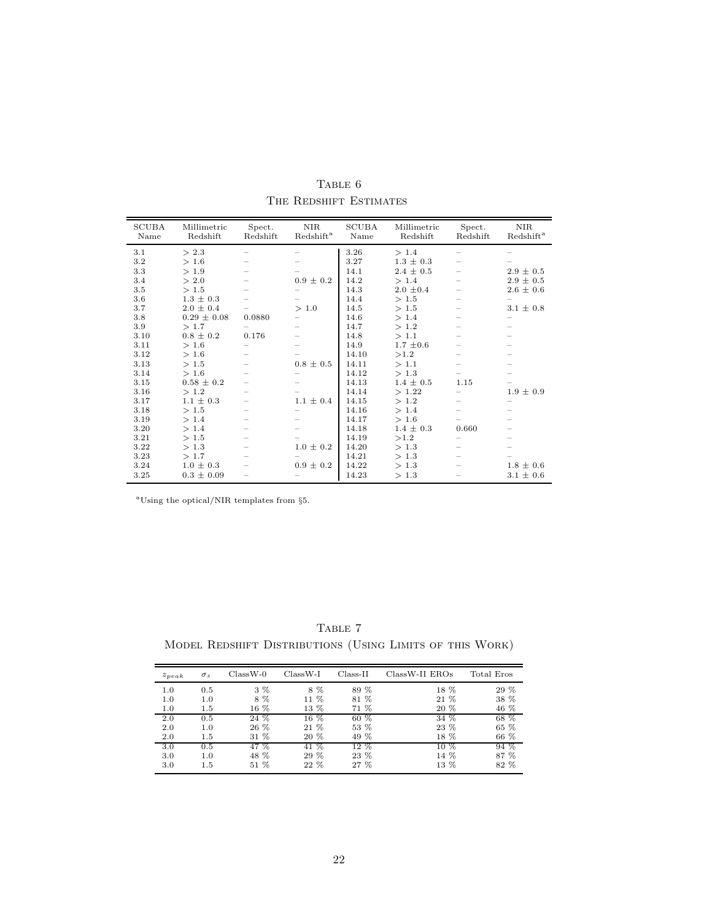TABLE 6
THE REDSHIFT ESTIMATES

| SCUBA Name | Millimetric Redshift | Spect. Redshift | NIR Redshift[a] | SCUBA Name | Millimetric Redshift | Spect. Redshift | NIR Redshift[a] |
|---|---|---|---|---|---|---|---|
| 3.1 | $> 2.3$ | – | – | 3.26 | $> 1.4$ | – | – |
| 3.2 | $> 1.6$ | – | – | 3.27 | $1.3 \pm 0.3$ | – | – |
| 3.3 | $> 1.9$ | – | – | 14.1 | $2.4 \pm 0.5$ | – | $2.9 \pm 0.5$ |
| 3.4 | $> 2.0$ | – | $0.9 \pm 0.2$ | 14.2 | $> 1.4$ | – | $2.9 \pm 0.5$ |
| 3.5 | $> 1.5$ | – | – | 14.3 | $2.0 \pm 0.4$ | – | $2.6 \pm 0.6$ |
| 3.6 | $1.3 \pm 0.3$ | – | – | 14.4 | $> 1.5$ | – | – |
| 3.7 | $2.0 \pm 0.4$ | – | $> 1.0$ | 14.5 | $> 1.5$ | – | $3.1 \pm 0.8$ |
| 3.8 | $0.29 \pm 0.08$ | 0.0880 | – | 14.6 | $> 1.4$ | – | – |
| 3.9 | $> 1.7$ | – | – | 14.7 | $> 1.2$ | – | – |
| 3.10 | $0.8 \pm 0.2$ | 0.176 | – | 14.8 | $> 1.1$ | – | – |
| 3.11 | $> 1.6$ | – | – | 14.9 | $1.7 \pm 0.6$ | – | – |
| 3.12 | $> 1.6$ | – | – | 14.10 | $> 1.2$ | – | – |
| 3.13 | $> 1.5$ | – | $0.8 \pm 0.5$ | 14.11 | $> 1.1$ | – | – |
| 3.14 | $> 1.6$ | – | – | 14.12 | $> 1.3$ | – | – |
| 3.15 | $0.58 \pm 0.2$ | – | – | 14.13 | $1.4 \pm 0.5$ | 1.15 | – |
| 3.16 | $> 1.2$ | – | – | 14.14 | $> 1.22$ | – | $1.9 \pm 0.9$ |
| 3.17 | $1.1 \pm 0.3$ | – | $1.1 \pm 0.4$ | 14.15 | $> 1.2$ | – | – |
| 3.18 | $> 1.5$ | – | – | 14.16 | $> 1.4$ | – | – |
| 3.19 | $> 1.4$ | – | – | 14.17 | $> 1.6$ | – | – |
| 3.20 | $> 1.4$ | – | – | 14.18 | $1.4 \pm 0.3$ | 0.660 | – |
| 3.21 | $> 1.5$ | – | – | 14.19 | $> 1.2$ | – | – |
| 3.22 | $> 1.3$ | – | $1.0 \pm 0.2$ | 14.20 | $> 1.3$ | – | – |
| 3.23 | $> 1.7$ | – | – | 14.21 | $> 1.3$ | – | – |
| 3.24 | $1.0 \pm 0.3$ | – | $0.9 \pm 0.2$ | 14.22 | $> 1.3$ | – | $1.8 \pm 0.6$ |
| 3.25 | $0.3 \pm 0.09$ | – | – | 14.23 | $> 1.3$ | – | $3.1 \pm 0.6$ |

[a]Using the optical/NIR templates from §5.

TABLE 7
MODEL REDSHIFT DISTRIBUTIONS (USING LIMITS OF THIS WORK)

| $z_{peak}$ | $\sigma_z$ | ClassW-0 | ClassW-I | Class-II | ClassW-II EROs | Total Eros |
|---|---|---|---|---|---|---|
| 1.0 | 0.5 | 3 % | 8 % | 89 % | 18 % | 29 % |
| 1.0 | 1.0 | 8 % | 11 % | 81 % | 21 % | 38 % |
| 1.0 | 1.5 | 16 % | 13 % | 71 % | 20 % | 46 % |
| 2.0 | 0.5 | 24 % | 16 % | 60 % | 34 % | 68 % |
| 2.0 | 1.0 | 26 % | 21 % | 53 % | 23 % | 65 % |
| 2.0 | 1.5 | 31 % | 20 % | 49 % | 18 % | 66 % |
| 3.0 | 0.5 | 47 % | 41 % | 12 % | 10 % | 94 % |
| 3.0 | 1.0 | 48 % | 29 % | 23 % | 14 % | 87 % |
| 3.0 | 1.5 | 51 % | 22 % | 27 % | 13 % | 82 % |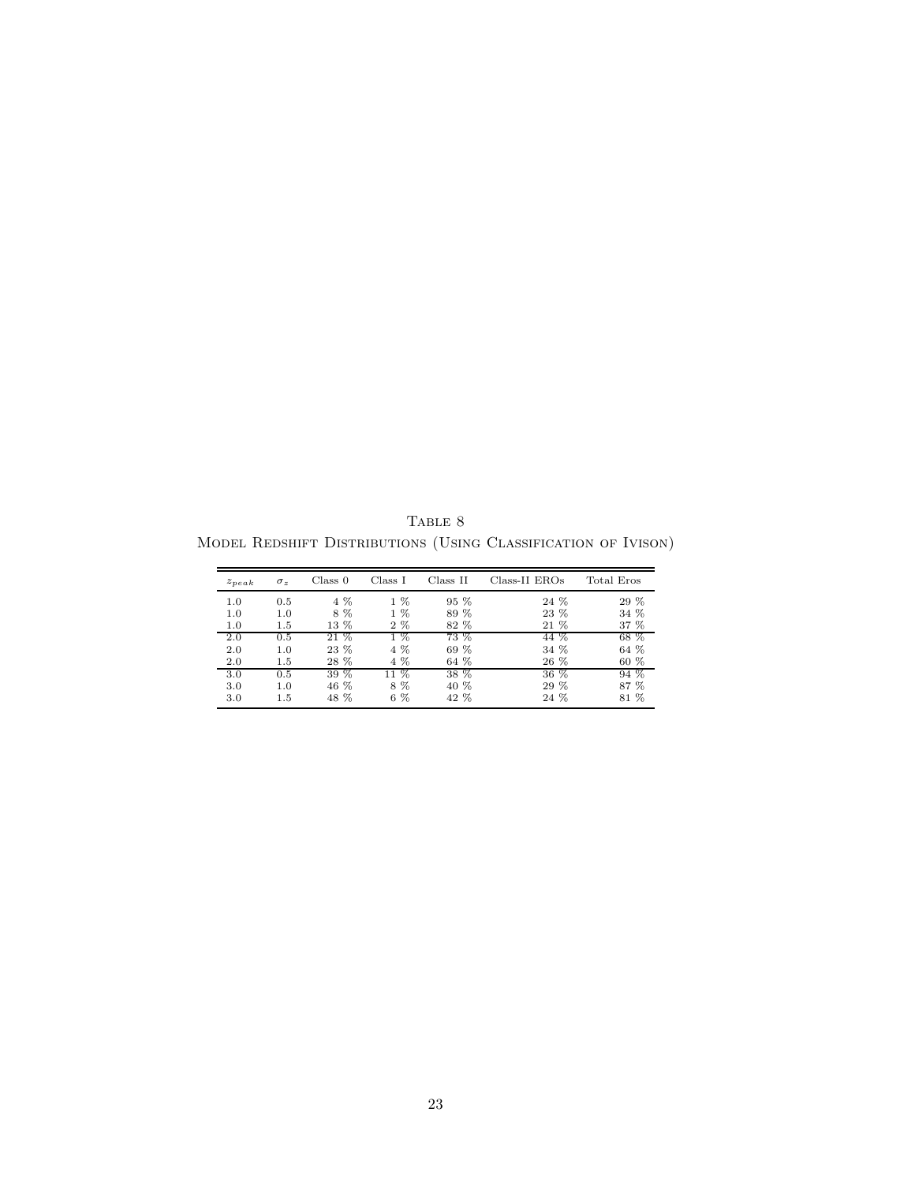Table 8

Model Redshift Distributions (Using Classification of Ivison)

| $z_{peak}$ | $\sigma_z$ | Class 0 | Class I | Class II | Class-II EROs | Total Eros |
|---|---|---|---|---|---|---|
| 1.0 | 0.5 | 4 % | 1 % | 95 % | 24 % | 29 % |
| 1.0 | 1.0 | 8 % | 1 % | 89 % | 23 % | 34 % |
| 1.0 | 1.5 | 13 % | 2 % | 82 % | 21 % | 37 % |
| 2.0 | 0.5 | 21 % | 1 % | 73 % | 44 % | 68 % |
| 2.0 | 1.0 | 23 % | 4 % | 69 % | 34 % | 64 % |
| 2.0 | 1.5 | 28 % | 4 % | 64 % | 26 % | 60 % |
| 3.0 | 0.5 | 39 % | 11 % | 38 % | 36 % | 94 % |
| 3.0 | 1.0 | 46 % | 8 % | 40 % | 29 % | 87 % |
| 3.0 | 1.5 | 48 % | 6 % | 42 % | 24 % | 81 % |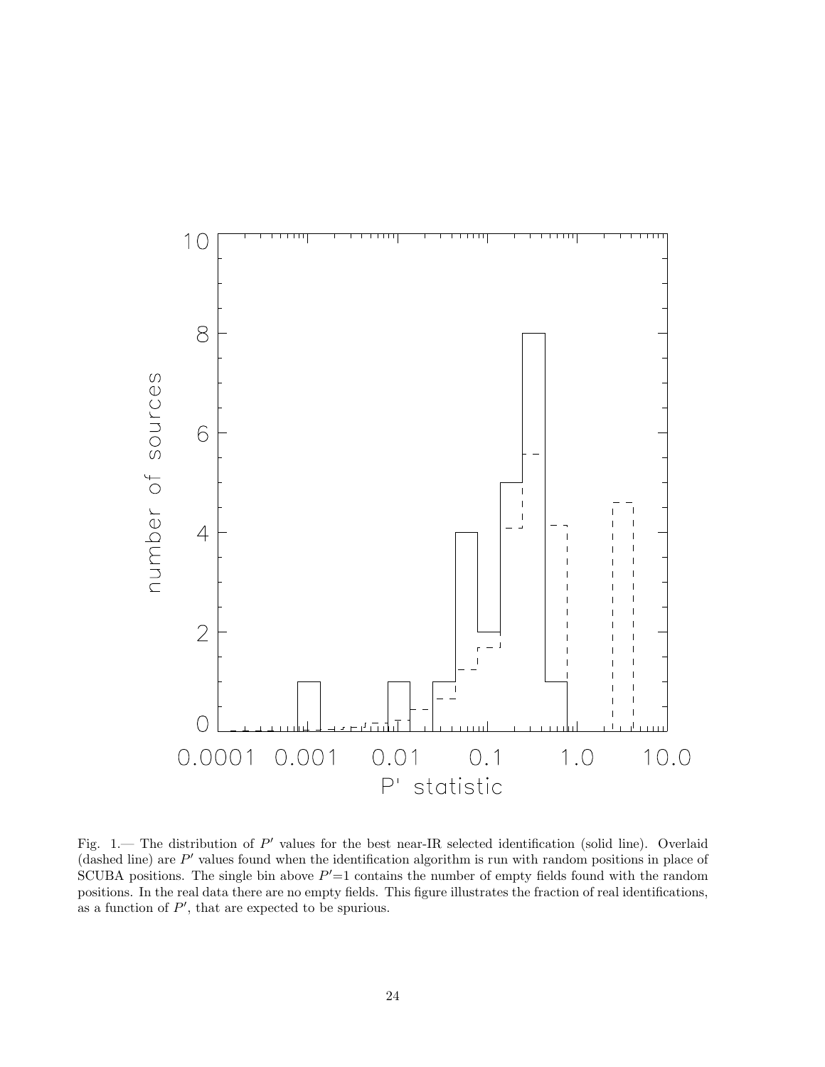Fig. 1.— The distribution of $P'$ values for the best near-IR selected identification (solid line). Overlaid (dashed line) are $P'$ values found when the identification algorithm is run with random positions in place of SCUBA positions. The single bin above $P'$=1 contains the number of empty fields found with the random positions. In the real data there are no empty fields. This figure illustrates the fraction of real identifications, as a function of $P'$, that are expected to be spurious.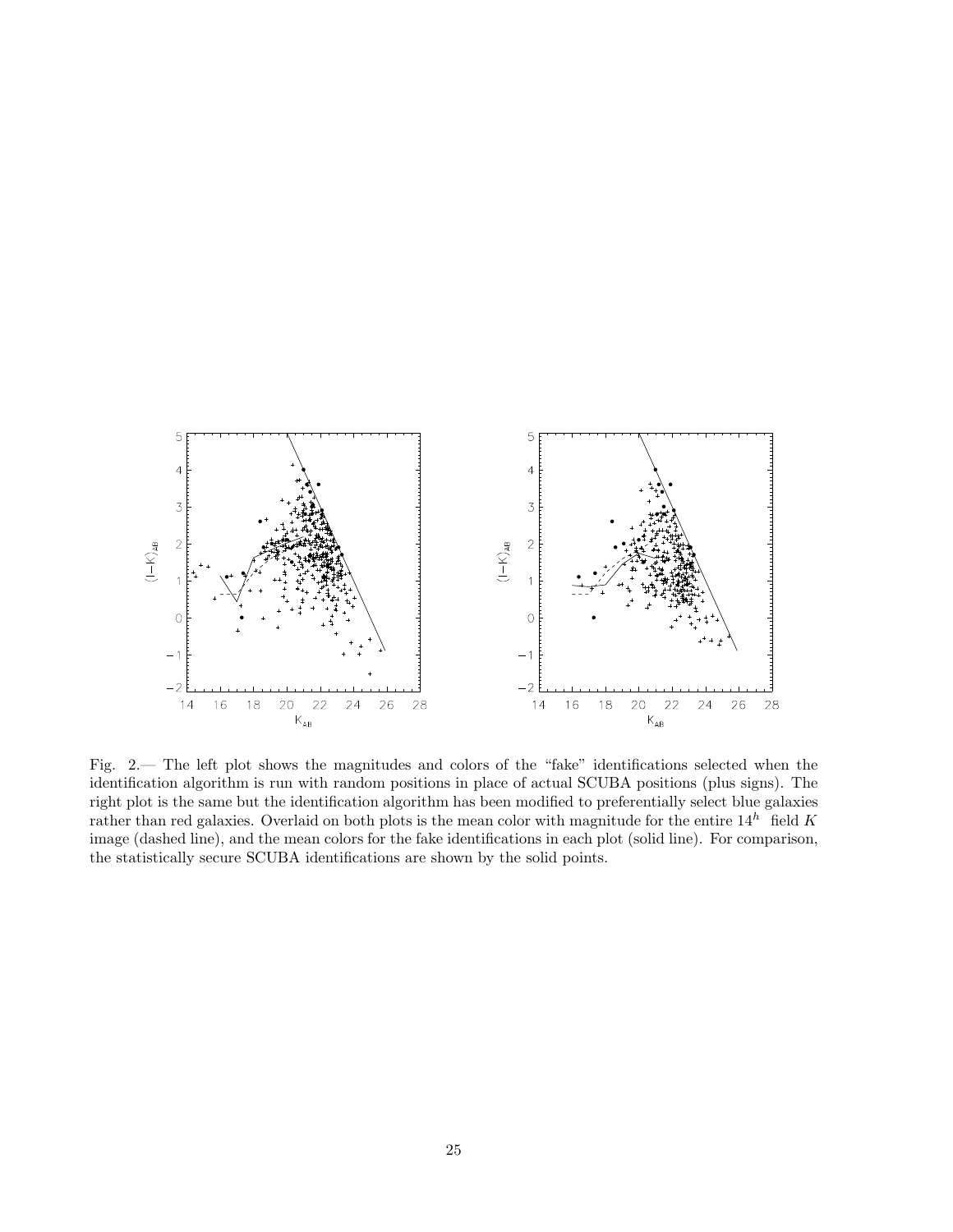Fig. 2.— The left plot shows the magnitudes and colors of the "fake" identifications selected when the identification algorithm is run with random positions in place of actual SCUBA positions (plus signs). The right plot is the same but the identification algorithm has been modified to preferentially select blue galaxies rather than red galaxies. Overlaid on both plots is the mean color with magnitude for the entire $14^h$ field $K$ image (dashed line), and the mean colors for the fake identifications in each plot (solid line). For comparison, the statistically secure SCUBA identifications are shown by the solid points.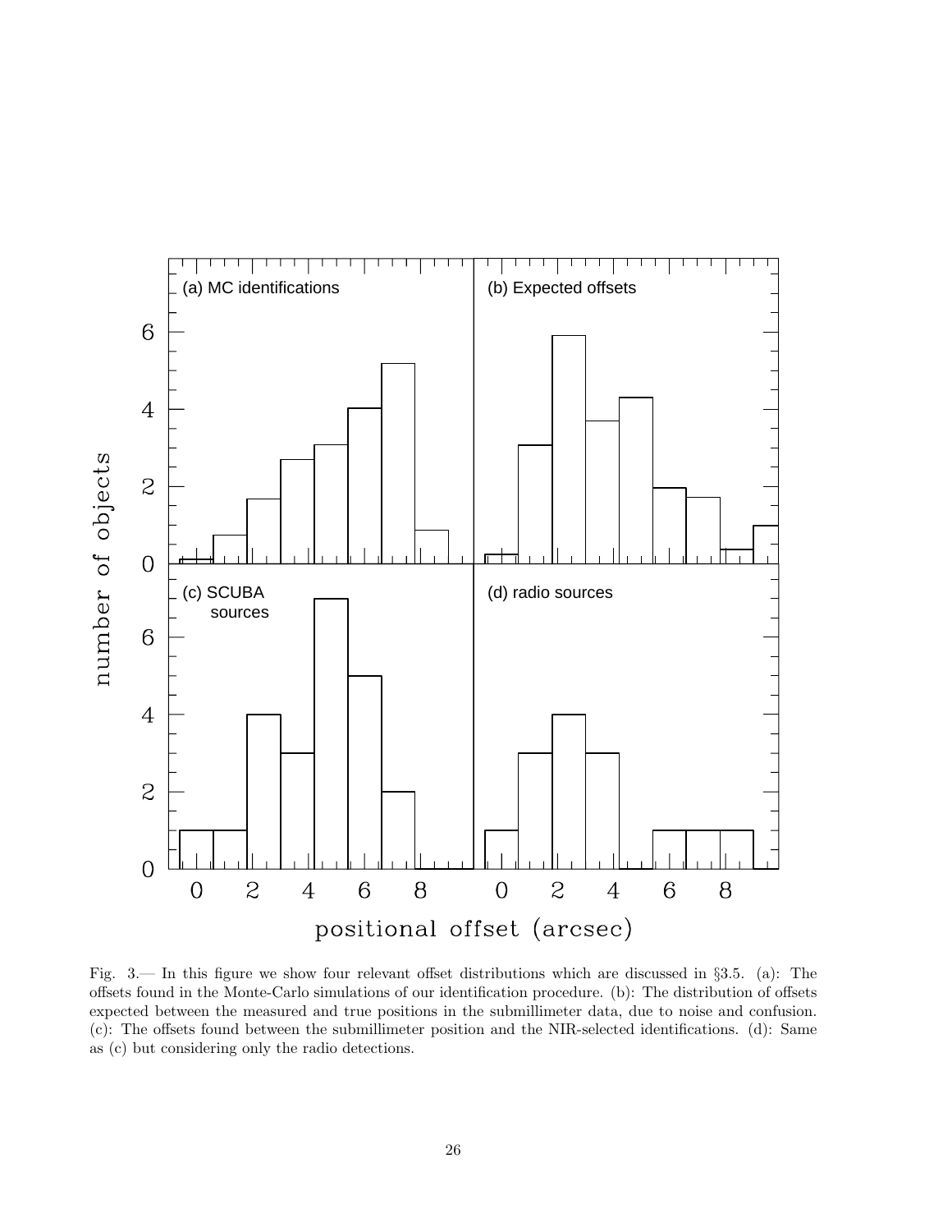Fig. 3.— In this figure we show four relevant offset distributions which are discussed in §3.5. (a): The offsets found in the Monte-Carlo simulations of our identification procedure. (b): The distribution of offsets expected between the measured and true positions in the submillimeter data, due to noise and confusion. (c): The offsets found between the submillimeter position and the NIR-selected identifications. (d): Same as (c) but considering only the radio detections.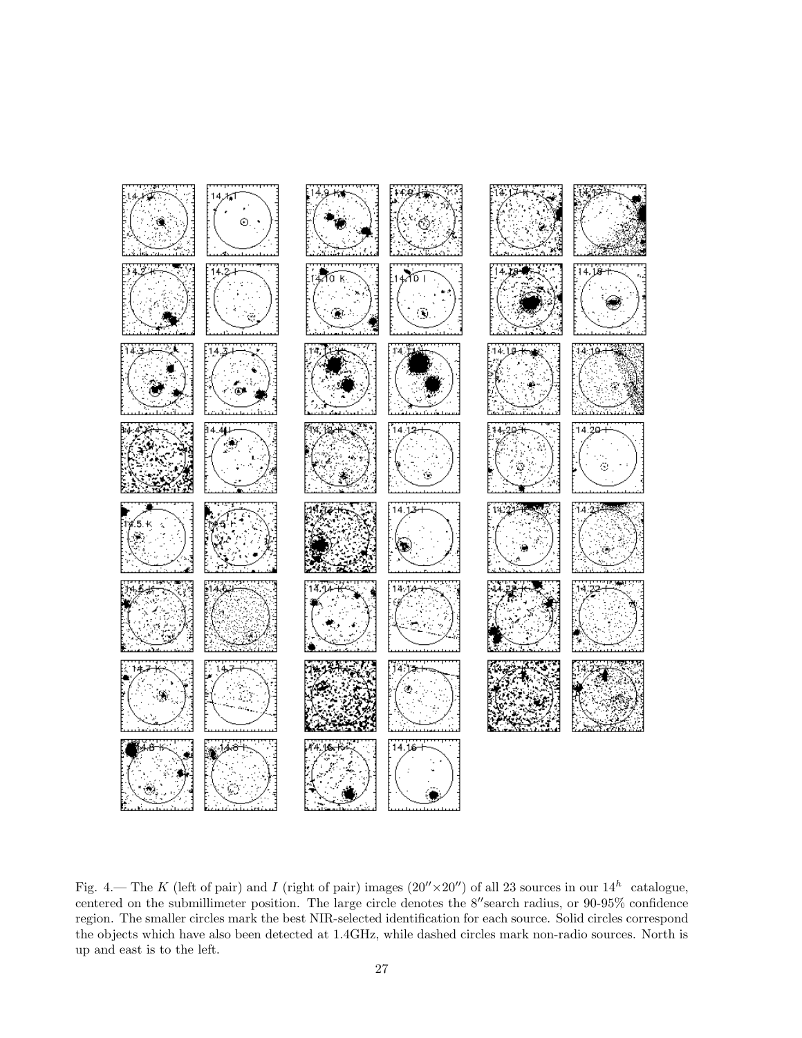Fig. 4.— The $K$ (left of pair) and $I$ (right of pair) images ($20'' \times 20''$) of all 23 sources in our $14^h$ catalogue, centered on the submillimeter position. The large circle denotes the $8''$search radius, or 90-95% confidence region. The smaller circles mark the best NIR-selected identification for each source. Solid circles correspond the objects which have also been detected at 1.4GHz, while dashed circles mark non-radio sources. North is up and east is to the left.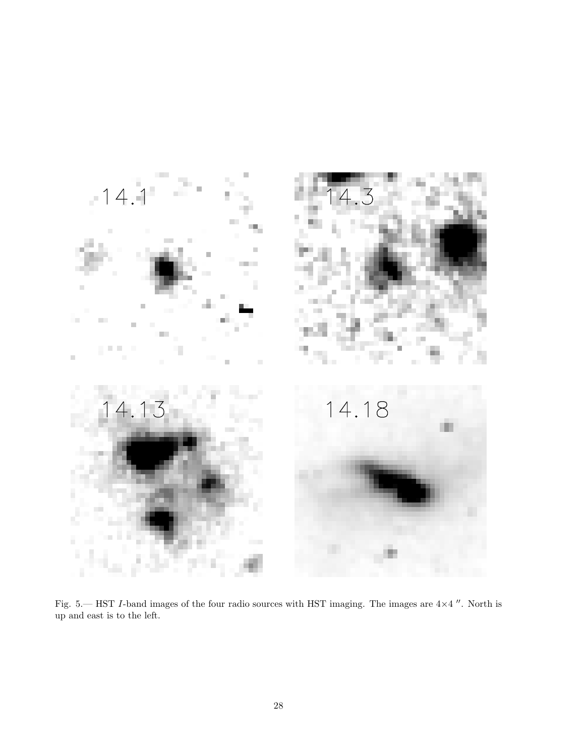Fig. 5.— HST $I$-band images of the four radio sources with HST imaging. The images are $4\times4$ $''$. North is up and east is to the left.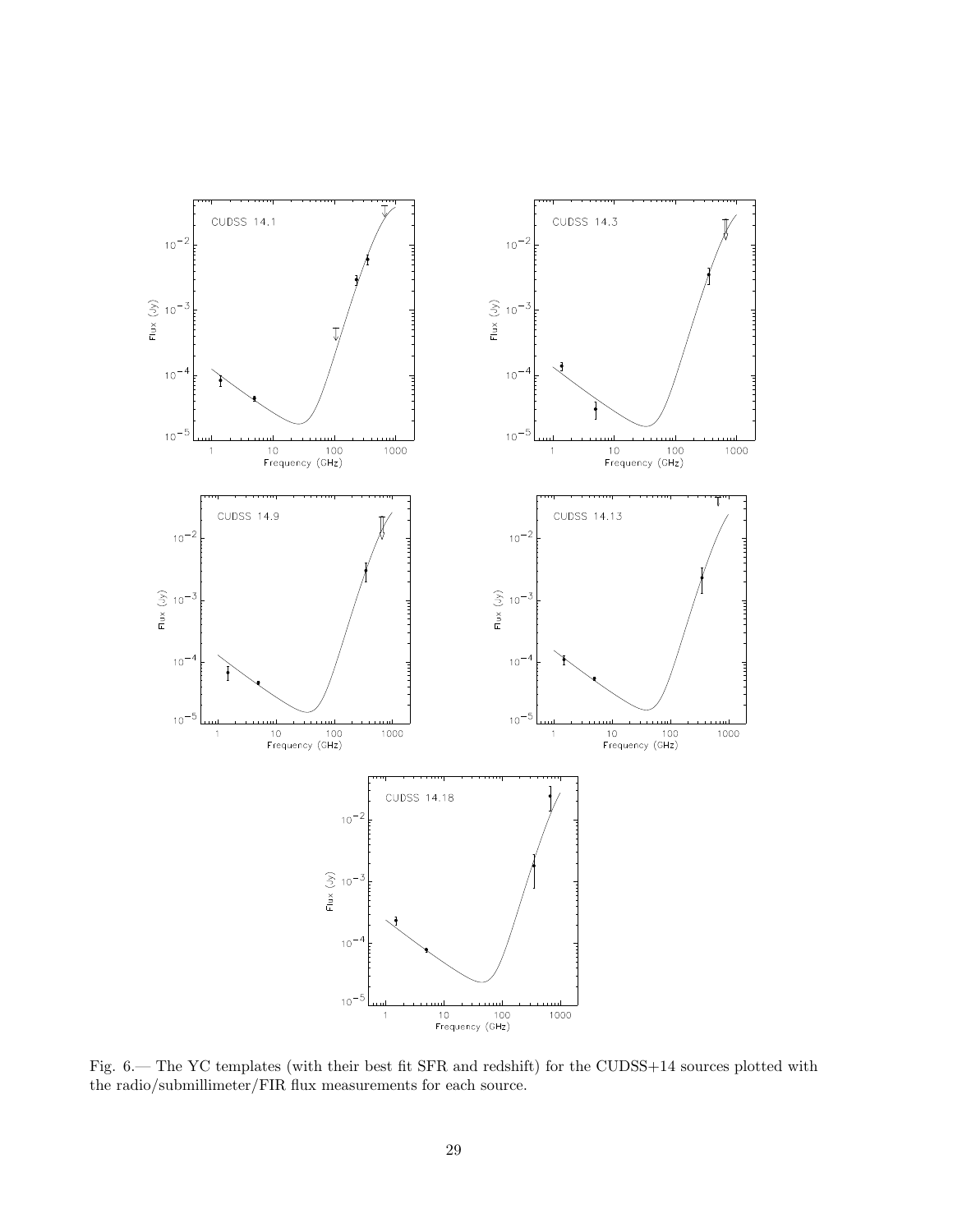Fig. 6.— The YC templates (with their best fit SFR and redshift) for the CUDSS+14 sources plotted with the radio/submillimeter/FIR flux measurements for each source.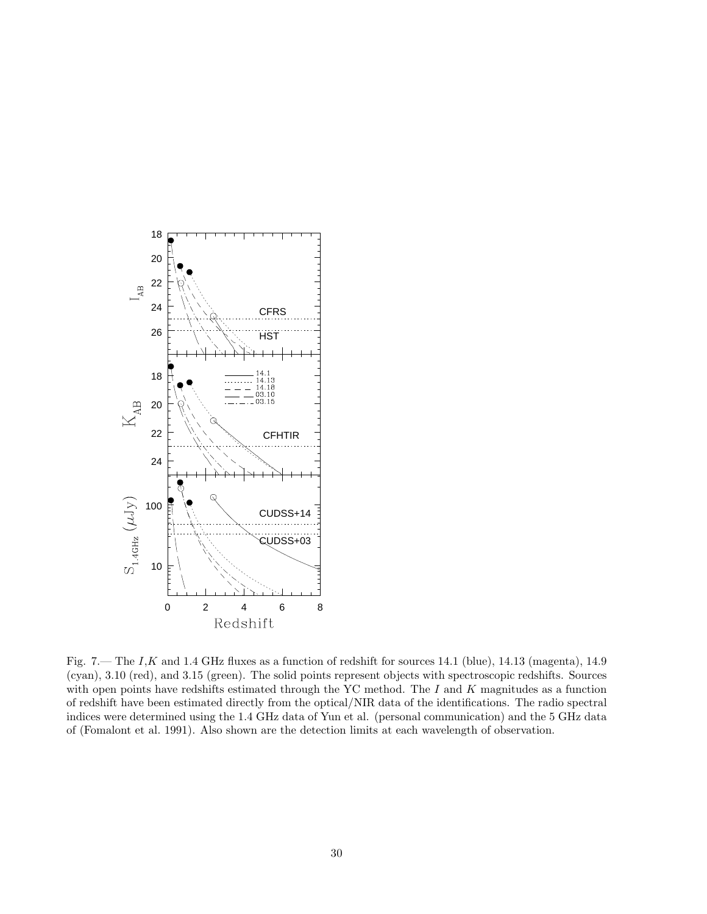Fig. 7.— The $I$,$K$ and 1.4 GHz fluxes as a function of redshift for sources 14.1 (blue), 14.13 (magenta), 14.9 (cyan), 3.10 (red), and 3.15 (green). The solid points represent objects with spectroscopic redshifts. Sources with open points have redshifts estimated through the YC method. The $I$ and $K$ magnitudes as a function of redshift have been estimated directly from the optical/NIR data of the identifications. The radio spectral indices were determined using the 1.4 GHz data of Yun et al. (personal communication) and the 5 GHz data of (Fomalont et al. 1991). Also shown are the detection limits at each wavelength of observation.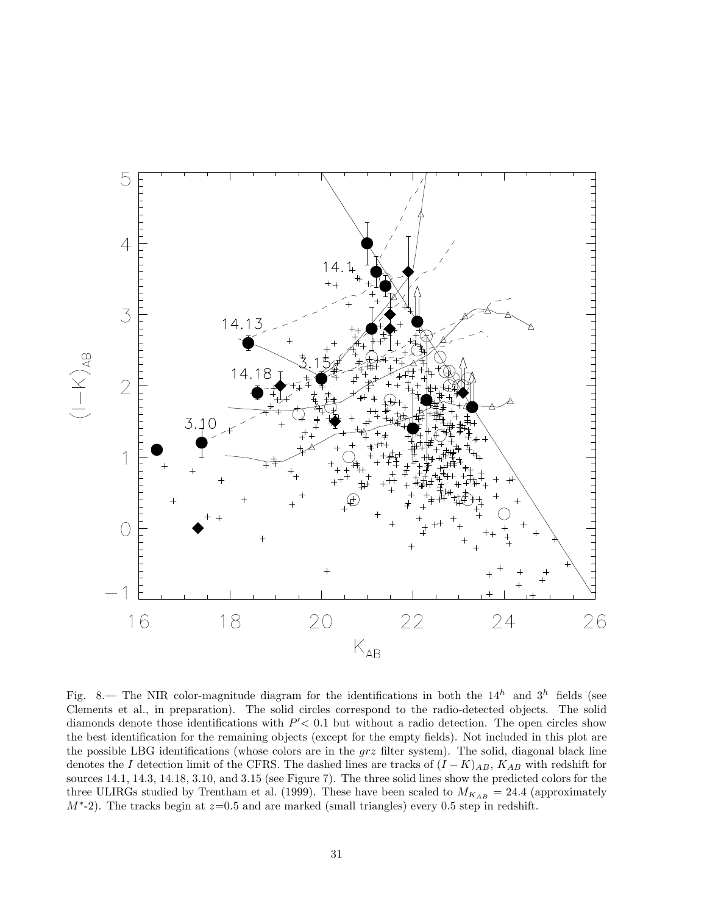Fig. 8.— The NIR color-magnitude diagram for the identifications in both the $14^h$ and $3^h$ fields (see Clements et al., in preparation). The solid circles correspond to the radio-detected objects. The solid diamonds denote those identifications with $P' < 0.1$ but without a radio detection. The open circles show the best identification for the remaining objects (except for the empty fields). Not included in this plot are the possible LBG identifications (whose colors are in the $grz$ filter system). The solid, diagonal black line denotes the $I$ detection limit of the CFRS. The dashed lines are tracks of $(I-K)_{AB}$, $K_{AB}$ with redshift for sources 14.1, 14.3, 14.18, 3.10, and 3.15 (see Figure 7). The three solid lines show the predicted colors for the three ULIRGs studied by Trentham et al. (1999). These have been scaled to $M_{K_{AB}} = 24.4$ (approximately $M^*$-2). The tracks begin at $z$=0.5 and are marked (small triangles) every 0.5 step in redshift.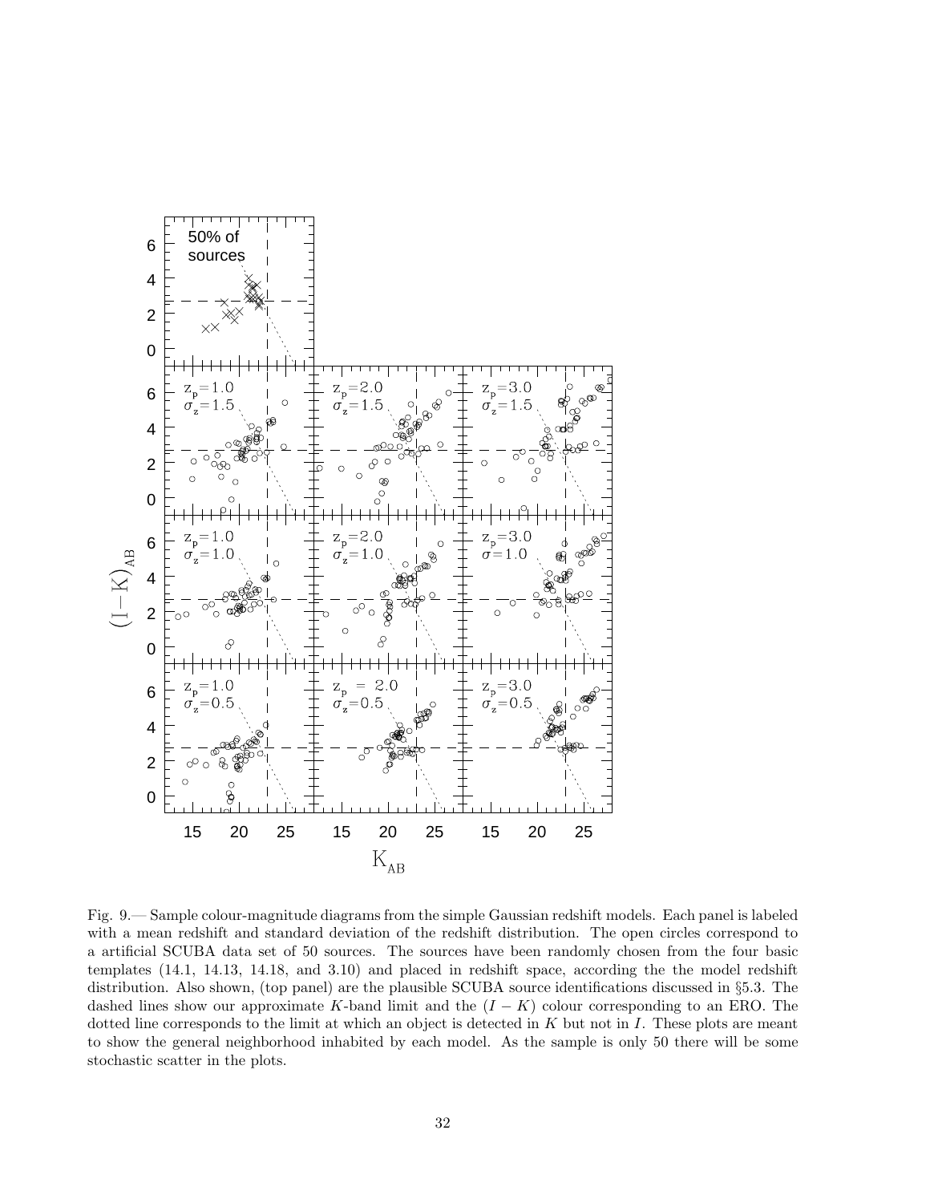Fig. 9.— Sample colour-magnitude diagrams from the simple Gaussian redshift models. Each panel is labeled with a mean redshift and standard deviation of the redshift distribution. The open circles correspond to a artificial SCUBA data set of 50 sources. The sources have been randomly chosen from the four basic templates (14.1, 14.13, 14.18, and 3.10) and placed in redshift space, according the the model redshift distribution. Also shown, (top panel) are the plausible SCUBA source identifications discussed in §5.3. The dashed lines show our approximate $K$-band limit and the $(I-K)$ colour corresponding to an ERO. The dotted line corresponds to the limit at which an object is detected in $K$ but not in $I$. These plots are meant to show the general neighborhood inhabited by each model. As the sample is only 50 there will be some stochastic scatter in the plots.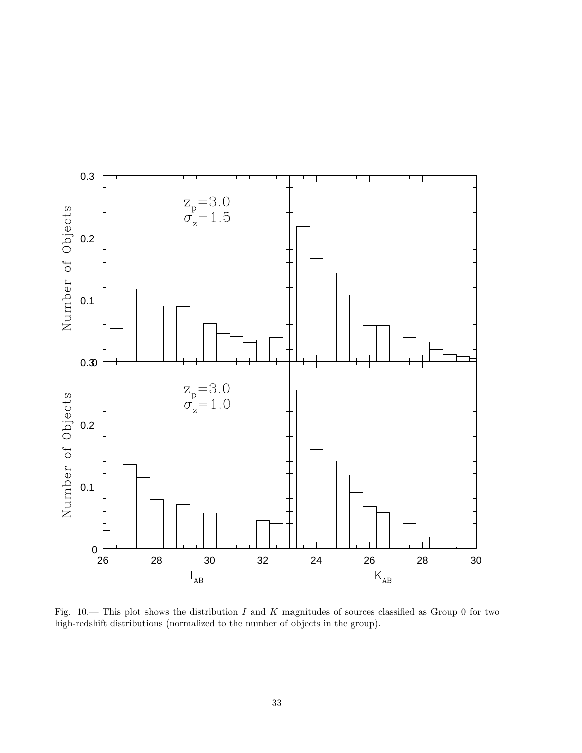Fig. 10.— This plot shows the distribution $I$ and $K$ magnitudes of sources classified as Group 0 for two high-redshift distributions (normalized to the number of objects in the group).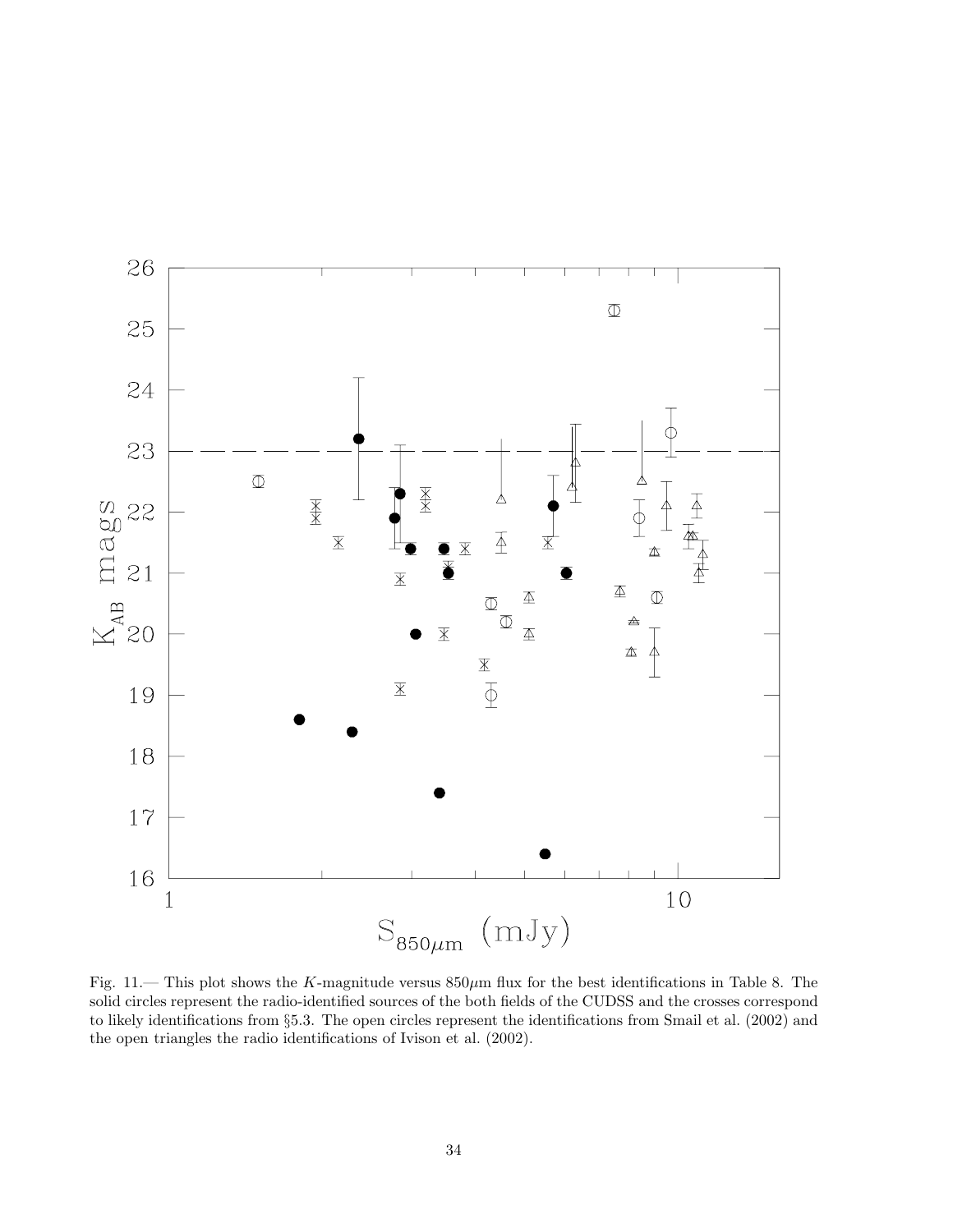26

25

24

23

22

21

20

19

18

17

16

$K_{AB}$ mags

1

10

$S_{850\mu m}$ (mJy)

Fig. 11.— This plot shows the $K$-magnitude versus $850\mu$m flux for the best identifications in Table 8. The solid circles represent the radio-identified sources of the both fields of the CUDSS and the crosses correspond to likely identifications from §5.3. The open circles represent the identifications from Smail et al. (2002) and the open triangles the radio identifications of Ivison et al. (2002).